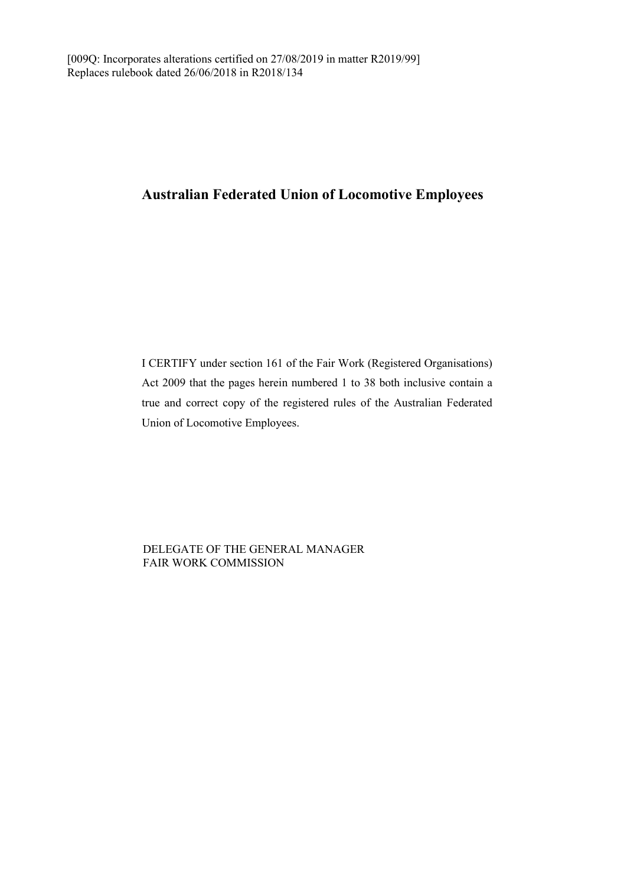[009Q: Incorporates alterations certified on 27/08/2019 in matter R2019/99]
Replaces rulebook dated 26/06/2018 in R2018/134

# Australian Federated Union of Locomotive Employees

I CERTIFY under section 161 of the Fair Work (Registered Organisations) Act 2009 that the pages herein numbered 1 to 38 both inclusive contain a true and correct copy of the registered rules of the Australian Federated Union of Locomotive Employees.

DELEGATE OF THE GENERAL MANAGER
FAIR WORK COMMISSION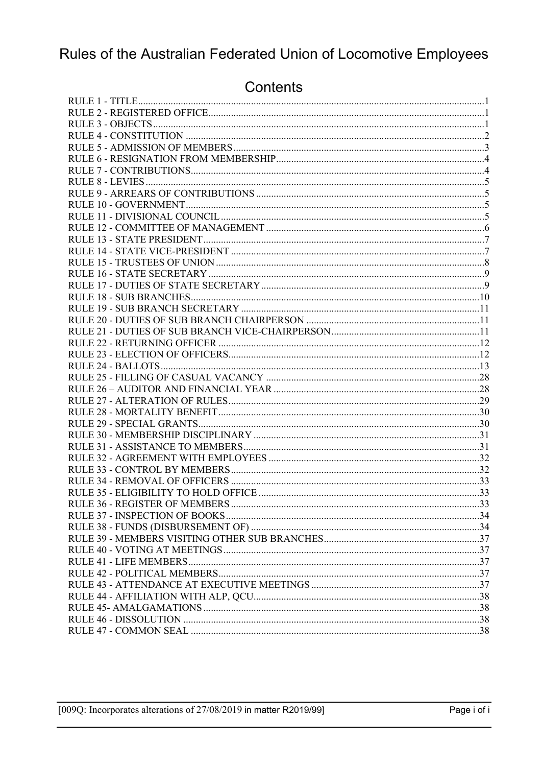# Rules of the Australian Federated Union of Locomotive Employees

## Contents

| | |
|---|---|
| RULE 1 - TITLE | 1 |
| RULE 2 - REGISTERED OFFICE | 1 |
| RULE 3 - OBJECTS | 1 |
| RULE 4 - CONSTITUTION | 2 |
| RULE 5 - ADMISSION OF MEMBERS | 3 |
| RULE 6 - RESIGNATION FROM MEMBERSHIP | 4 |
| RULE 7 - CONTRIBUTIONS | 4 |
| RULE 8 - LEVIES | 5 |
| RULE 9 - ARREARS OF CONTRIBUTIONS | 5 |
| RULE 10 - GOVERNMENT | 5 |
| RULE 11 - DIVISIONAL COUNCIL | 5 |
| RULE 12 - COMMITTEE OF MANAGEMENT | 6 |
| RULE 13 - STATE PRESIDENT | 7 |
| RULE 14 - STATE VICE-PRESIDENT | 7 |
| RULE 15 - TRUSTEES OF UNION | 8 |
| RULE 16 - STATE SECRETARY | 9 |
| RULE 17 - DUTIES OF STATE SECRETARY | 9 |
| RULE 18 - SUB BRANCHES | 10 |
| RULE 19 - SUB BRANCH SECRETARY | 11 |
| RULE 20 - DUTIES OF SUB BRANCH CHAIRPERSON | 11 |
| RULE 21 - DUTIES OF SUB BRANCH VICE-CHAIRPERSON | 11 |
| RULE 22 - RETURNING OFFICER | 12 |
| RULE 23 - ELECTION OF OFFICERS | 12 |
| RULE 24 - BALLOTS | 13 |
| RULE 25 - FILLING OF CASUAL VACANCY | 28 |
| RULE 26 – AUDITOR AND FINANCIAL YEAR | 28 |
| RULE 27 - ALTERATION OF RULES | 29 |
| RULE 28 - MORTALITY BENEFIT | 30 |
| RULE 29 - SPECIAL GRANTS | 30 |
| RULE 30 - MEMBERSHIP DISCIPLINARY | 31 |
| RULE 31 - ASSISTANCE TO MEMBERS | 31 |
| RULE 32 - AGREEMENT WITH EMPLOYEES | 32 |
| RULE 33 - CONTROL BY MEMBERS | 32 |
| RULE 34 - REMOVAL OF OFFICERS | 33 |
| RULE 35 - ELIGIBILITY TO HOLD OFFICE | 33 |
| RULE 36 - REGISTER OF MEMBERS | 33 |
| RULE 37 - INSPECTION OF BOOKS | 34 |
| RULE 38 - FUNDS (DISBURSEMENT OF) | 34 |
| RULE 39 - MEMBERS VISITING OTHER SUB BRANCHES | 37 |
| RULE 40 - VOTING AT MEETINGS | 37 |
| RULE 41 - LIFE MEMBERS | 37 |
| RULE 42 - POLITICAL MEMBERS | 37 |
| RULE 43 - ATTENDANCE AT EXECUTIVE MEETINGS | 37 |
| RULE 44 - AFFILIATION WITH ALP, QCU | 38 |
| RULE 45- AMALGAMATIONS | 38 |
| RULE 46 - DISSOLUTION | 38 |
| RULE 47 - COMMON SEAL | 38 |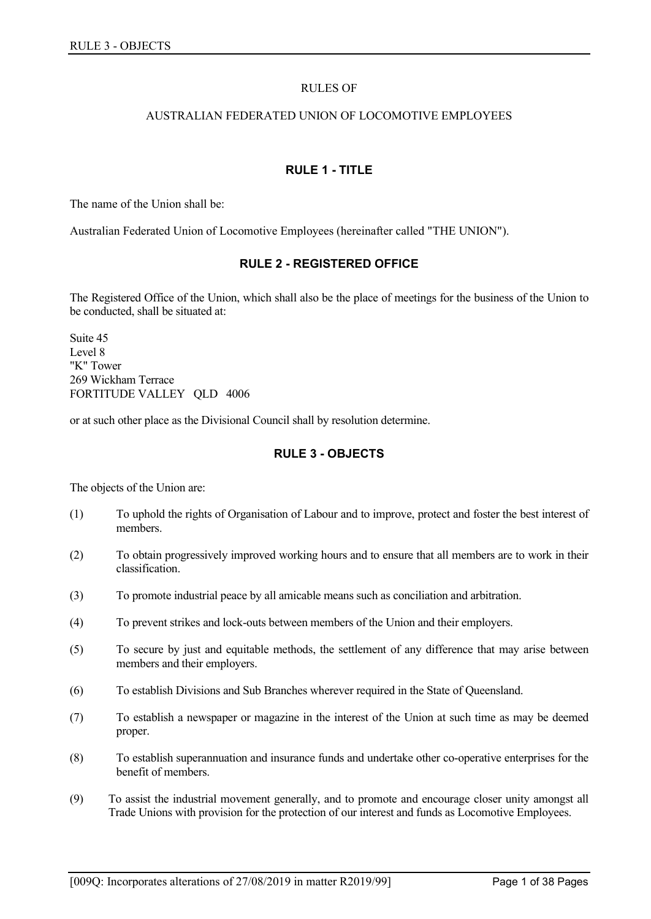RULES OF

AUSTRALIAN FEDERATED UNION OF LOCOMOTIVE EMPLOYEES

## RULE 1 - TITLE

The name of the Union shall be:

Australian Federated Union of Locomotive Employees (hereinafter called "THE UNION").

## RULE 2 - REGISTERED OFFICE

The Registered Office of the Union, which shall also be the place of meetings for the business of the Union to be conducted, shall be situated at:

Suite 45
Level 8
"K" Tower
269 Wickham Terrace
FORTITUDE VALLEY QLD 4006

or at such other place as the Divisional Council shall by resolution determine.

## RULE 3 - OBJECTS

The objects of the Union are:

(1) To uphold the rights of Organisation of Labour and to improve, protect and foster the best interest of members.

(2) To obtain progressively improved working hours and to ensure that all members are to work in their classification.

(3) To promote industrial peace by all amicable means such as conciliation and arbitration.

(4) To prevent strikes and lock-outs between members of the Union and their employers.

(5) To secure by just and equitable methods, the settlement of any difference that may arise between members and their employers.

(6) To establish Divisions and Sub Branches wherever required in the State of Queensland.

(7) To establish a newspaper or magazine in the interest of the Union at such time as may be deemed proper.

(8) To establish superannuation and insurance funds and undertake other co-operative enterprises for the benefit of members.

(9) To assist the industrial movement generally, and to promote and encourage closer unity amongst all Trade Unions with provision for the protection of our interest and funds as Locomotive Employees.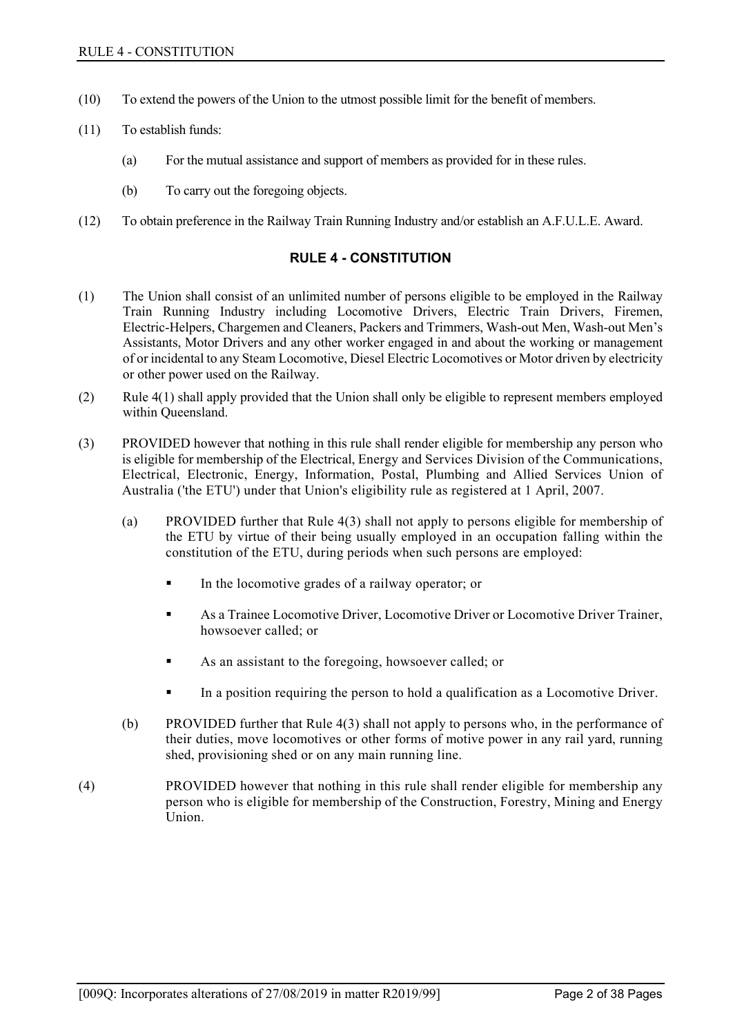(10) To extend the powers of the Union to the utmost possible limit for the benefit of members.

(11) To establish funds:

   (a) For the mutual assistance and support of members as provided for in these rules.

   (b) To carry out the foregoing objects.

(12) To obtain preference in the Railway Train Running Industry and/or establish an A.F.U.L.E. Award.

## RULE 4 - CONSTITUTION

(1) The Union shall consist of an unlimited number of persons eligible to be employed in the Railway Train Running Industry including Locomotive Drivers, Electric Train Drivers, Firemen, Electric-Helpers, Chargemen and Cleaners, Packers and Trimmers, Wash-out Men, Wash-out Men's Assistants, Motor Drivers and any other worker engaged in and about the working or management of or incidental to any Steam Locomotive, Diesel Electric Locomotives or Motor driven by electricity or other power used on the Railway.

(2) Rule 4(1) shall apply provided that the Union shall only be eligible to represent members employed within Queensland.

(3) PROVIDED however that nothing in this rule shall render eligible for membership any person who is eligible for membership of the Electrical, Energy and Services Division of the Communications, Electrical, Electronic, Energy, Information, Postal, Plumbing and Allied Services Union of Australia ('the ETU') under that Union's eligibility rule as registered at 1 April, 2007.

   (a) PROVIDED further that Rule 4(3) shall not apply to persons eligible for membership of the ETU by virtue of their being usually employed in an occupation falling within the constitution of the ETU, during periods when such persons are employed:

   - In the locomotive grades of a railway operator; or
   - As a Trainee Locomotive Driver, Locomotive Driver or Locomotive Driver Trainer, howsoever called; or
   - As an assistant to the foregoing, howsoever called; or
   - In a position requiring the person to hold a qualification as a Locomotive Driver.

   (b) PROVIDED further that Rule 4(3) shall not apply to persons who, in the performance of their duties, move locomotives or other forms of motive power in any rail yard, running shed, provisioning shed or on any main running line.

(4) PROVIDED however that nothing in this rule shall render eligible for membership any person who is eligible for membership of the Construction, Forestry, Mining and Energy Union.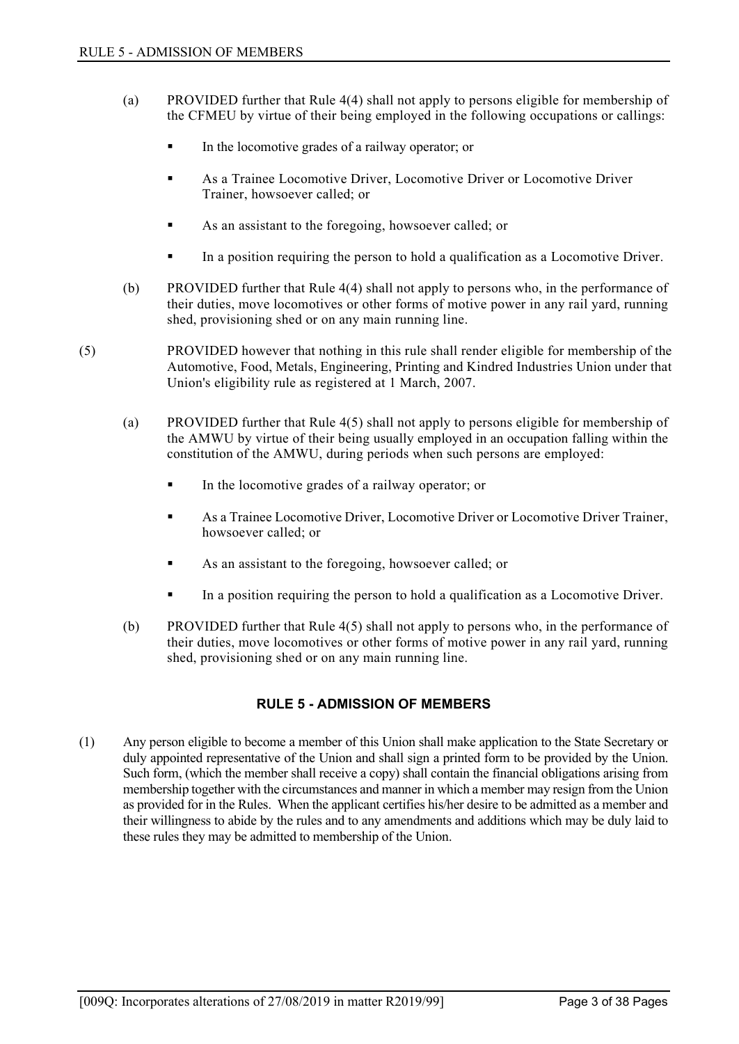(a) PROVIDED further that Rule 4(4) shall not apply to persons eligible for membership of the CFMEU by virtue of their being employed in the following occupations or callings:

- In the locomotive grades of a railway operator; or
- As a Trainee Locomotive Driver, Locomotive Driver or Locomotive Driver Trainer, howsoever called; or
- As an assistant to the foregoing, howsoever called; or
- In a position requiring the person to hold a qualification as a Locomotive Driver.

(b) PROVIDED further that Rule 4(4) shall not apply to persons who, in the performance of their duties, move locomotives or other forms of motive power in any rail yard, running shed, provisioning shed or on any main running line.

(5) PROVIDED however that nothing in this rule shall render eligible for membership of the Automotive, Food, Metals, Engineering, Printing and Kindred Industries Union under that Union's eligibility rule as registered at 1 March, 2007.

(a) PROVIDED further that Rule 4(5) shall not apply to persons eligible for membership of the AMWU by virtue of their being usually employed in an occupation falling within the constitution of the AMWU, during periods when such persons are employed:

- In the locomotive grades of a railway operator; or
- As a Trainee Locomotive Driver, Locomotive Driver or Locomotive Driver Trainer, howsoever called; or
- As an assistant to the foregoing, howsoever called; or
- In a position requiring the person to hold a qualification as a Locomotive Driver.

(b) PROVIDED further that Rule 4(5) shall not apply to persons who, in the performance of their duties, move locomotives or other forms of motive power in any rail yard, running shed, provisioning shed or on any main running line.

## RULE 5 - ADMISSION OF MEMBERS

(1) Any person eligible to become a member of this Union shall make application to the State Secretary or duly appointed representative of the Union and shall sign a printed form to be provided by the Union. Such form, (which the member shall receive a copy) shall contain the financial obligations arising from membership together with the circumstances and manner in which a member may resign from the Union as provided for in the Rules. When the applicant certifies his/her desire to be admitted as a member and their willingness to abide by the rules and to any amendments and additions which may be duly laid to these rules they may be admitted to membership of the Union.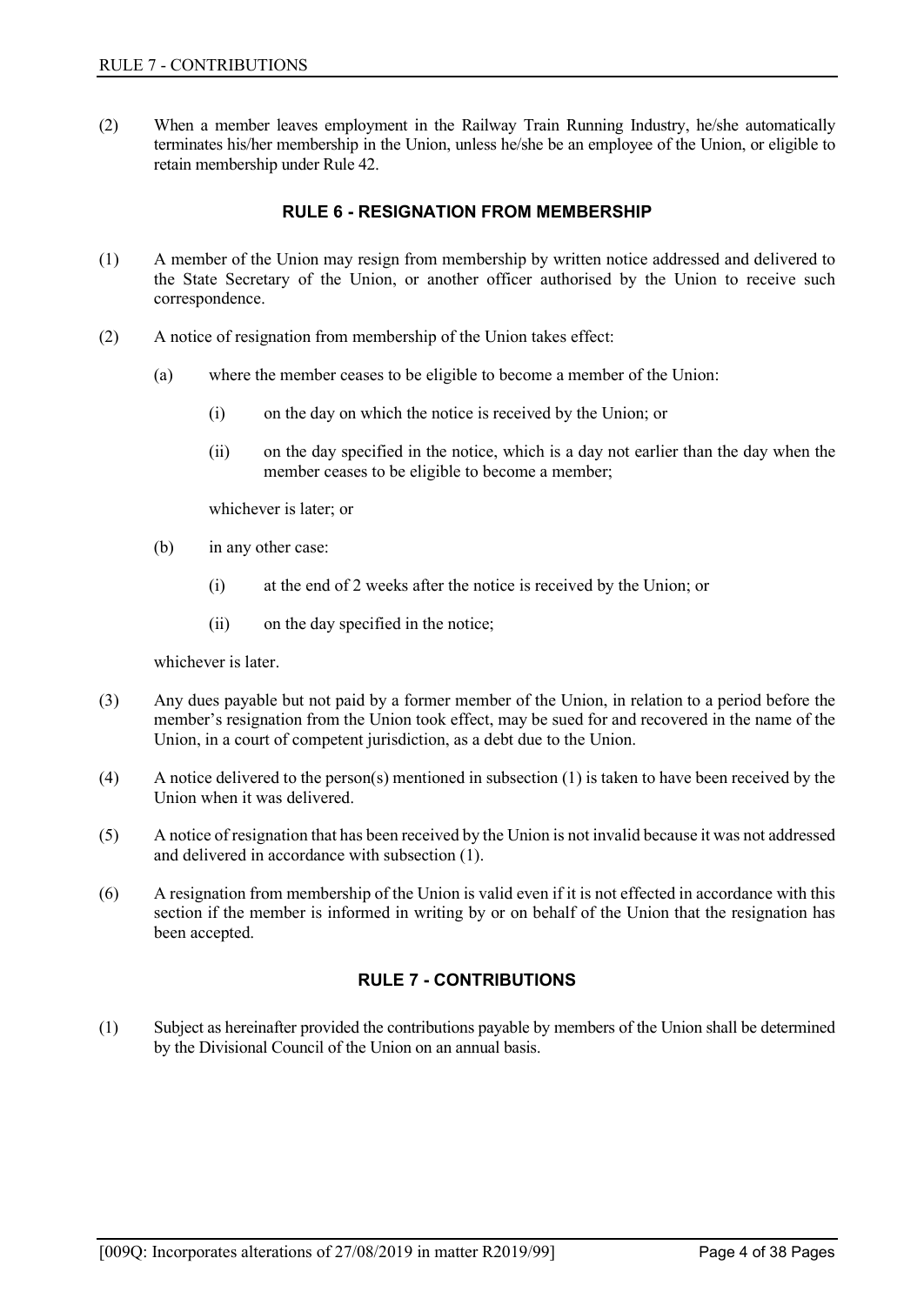(2) When a member leaves employment in the Railway Train Running Industry, he/she automatically terminates his/her membership in the Union, unless he/she be an employee of the Union, or eligible to retain membership under Rule 42.

## RULE 6 - RESIGNATION FROM MEMBERSHIP

(1) A member of the Union may resign from membership by written notice addressed and delivered to the State Secretary of the Union, or another officer authorised by the Union to receive such correspondence.

(2) A notice of resignation from membership of the Union takes effect:

  (a) where the member ceases to be eligible to become a member of the Union:

    (i) on the day on which the notice is received by the Union; or

    (ii) on the day specified in the notice, which is a day not earlier than the day when the member ceases to be eligible to become a member;

  whichever is later; or

  (b) in any other case:

    (i) at the end of 2 weeks after the notice is received by the Union; or

    (ii) on the day specified in the notice;

whichever is later.

(3) Any dues payable but not paid by a former member of the Union, in relation to a period before the member's resignation from the Union took effect, may be sued for and recovered in the name of the Union, in a court of competent jurisdiction, as a debt due to the Union.

(4) A notice delivered to the person(s) mentioned in subsection (1) is taken to have been received by the Union when it was delivered.

(5) A notice of resignation that has been received by the Union is not invalid because it was not addressed and delivered in accordance with subsection (1).

(6) A resignation from membership of the Union is valid even if it is not effected in accordance with this section if the member is informed in writing by or on behalf of the Union that the resignation has been accepted.

## RULE 7 - CONTRIBUTIONS

(1) Subject as hereinafter provided the contributions payable by members of the Union shall be determined by the Divisional Council of the Union on an annual basis.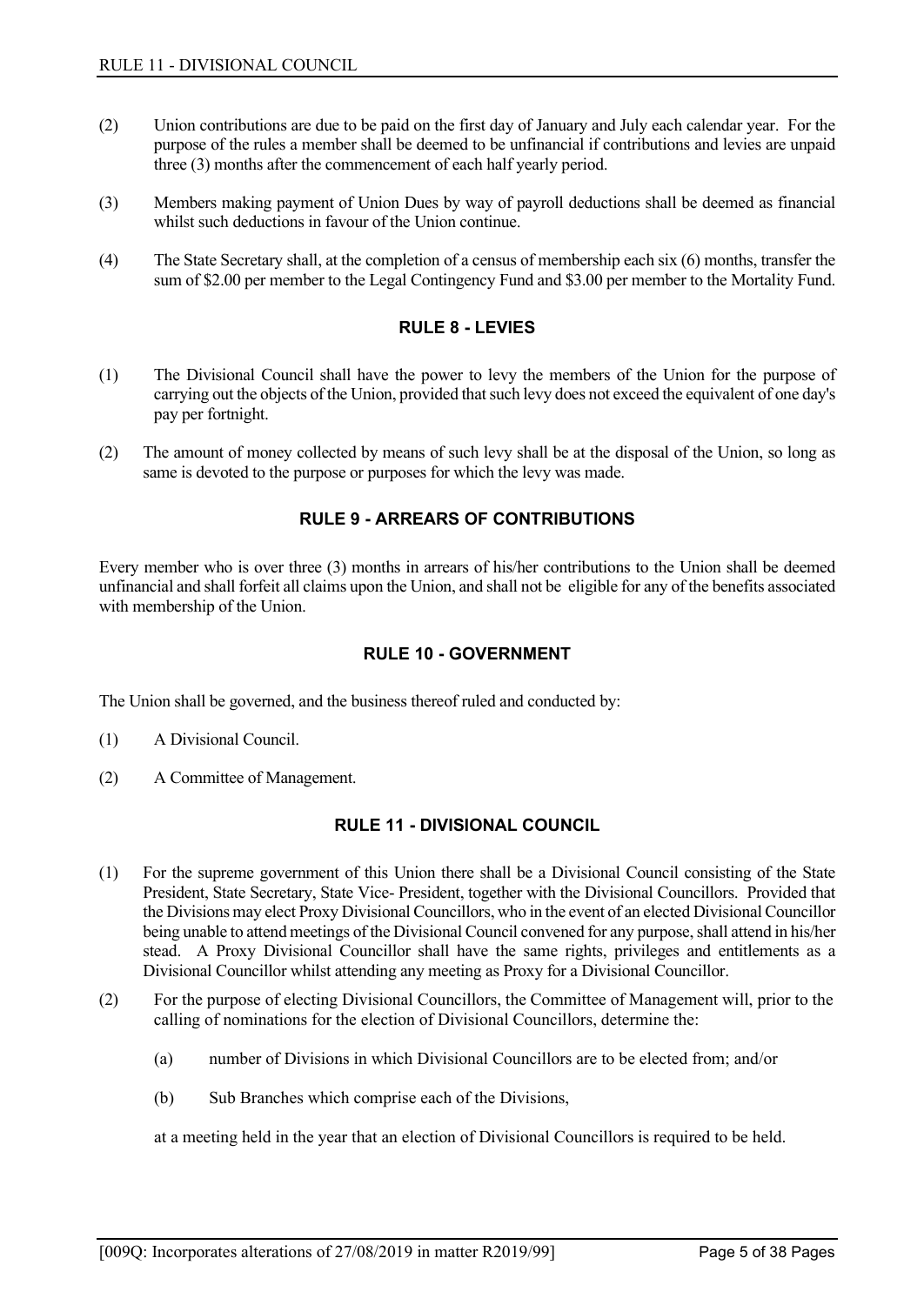(2) Union contributions are due to be paid on the first day of January and July each calendar year. For the purpose of the rules a member shall be deemed to be unfinancial if contributions and levies are unpaid three (3) months after the commencement of each half yearly period.

(3) Members making payment of Union Dues by way of payroll deductions shall be deemed as financial whilst such deductions in favour of the Union continue.

(4) The State Secretary shall, at the completion of a census of membership each six (6) months, transfer the sum of $2.00 per member to the Legal Contingency Fund and $3.00 per member to the Mortality Fund.

## RULE 8 - LEVIES

(1) The Divisional Council shall have the power to levy the members of the Union for the purpose of carrying out the objects of the Union, provided that such levy does not exceed the equivalent of one day's pay per fortnight.

(2) The amount of money collected by means of such levy shall be at the disposal of the Union, so long as same is devoted to the purpose or purposes for which the levy was made.

## RULE 9 - ARREARS OF CONTRIBUTIONS

Every member who is over three (3) months in arrears of his/her contributions to the Union shall be deemed unfinancial and shall forfeit all claims upon the Union, and shall not be eligible for any of the benefits associated with membership of the Union.

## RULE 10 - GOVERNMENT

The Union shall be governed, and the business thereof ruled and conducted by:

(1) A Divisional Council.

(2) A Committee of Management.

## RULE 11 - DIVISIONAL COUNCIL

(1) For the supreme government of this Union there shall be a Divisional Council consisting of the State President, State Secretary, State Vice- President, together with the Divisional Councillors. Provided that the Divisions may elect Proxy Divisional Councillors, who in the event of an elected Divisional Councillor being unable to attend meetings of the Divisional Council convened for any purpose, shall attend in his/her stead. A Proxy Divisional Councillor shall have the same rights, privileges and entitlements as a Divisional Councillor whilst attending any meeting as Proxy for a Divisional Councillor.

(2) For the purpose of electing Divisional Councillors, the Committee of Management will, prior to the calling of nominations for the election of Divisional Councillors, determine the:

   (a) number of Divisions in which Divisional Councillors are to be elected from; and/or

   (b) Sub Branches which comprise each of the Divisions,

   at a meeting held in the year that an election of Divisional Councillors is required to be held.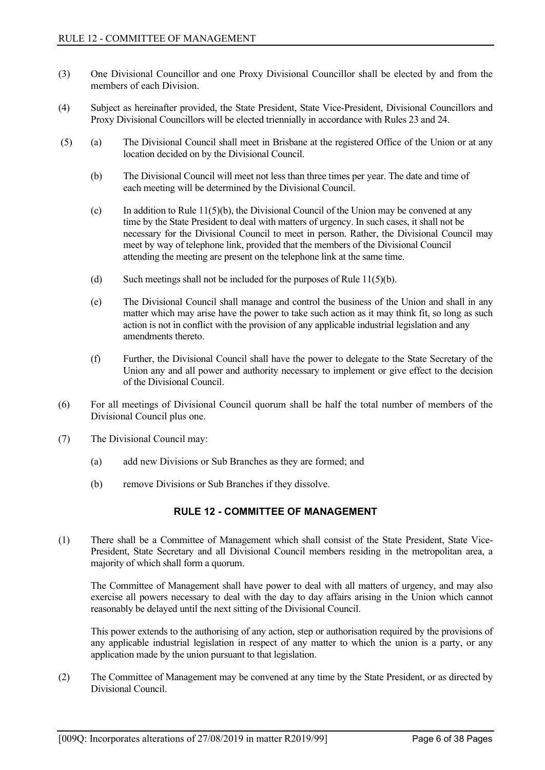(3) One Divisional Councillor and one Proxy Divisional Councillor shall be elected by and from the members of each Division.

(4) Subject as hereinafter provided, the State President, State Vice-President, Divisional Councillors and Proxy Divisional Councillors will be elected triennially in accordance with Rules 23 and 24.

(5) (a) The Divisional Council shall meet in Brisbane at the registered Office of the Union or at any location decided on by the Divisional Council.

(b) The Divisional Council will meet not less than three times per year. The date and time of each meeting will be determined by the Divisional Council.

(c) In addition to Rule 11(5)(b), the Divisional Council of the Union may be convened at any time by the State President to deal with matters of urgency. In such cases, it shall not be necessary for the Divisional Council to meet in person. Rather, the Divisional Council may meet by way of telephone link, provided that the members of the Divisional Council attending the meeting are present on the telephone link at the same time.

(d) Such meetings shall not be included for the purposes of Rule 11(5)(b).

(e) The Divisional Council shall manage and control the business of the Union and shall in any matter which may arise have the power to take such action as it may think fit, so long as such action is not in conflict with the provision of any applicable industrial legislation and any amendments thereto.

(f) Further, the Divisional Council shall have the power to delegate to the State Secretary of the Union any and all power and authority necessary to implement or give effect to the decision of the Divisional Council.

(6) For all meetings of Divisional Council quorum shall be half the total number of members of the Divisional Council plus one.

(7) The Divisional Council may:

(a) add new Divisions or Sub Branches as they are formed; and

(b) remove Divisions or Sub Branches if they dissolve.

## RULE 12 - COMMITTEE OF MANAGEMENT

(1) There shall be a Committee of Management which shall consist of the State President, State Vice-President, State Secretary and all Divisional Council members residing in the metropolitan area, a majority of which shall form a quorum.

The Committee of Management shall have power to deal with all matters of urgency, and may also exercise all powers necessary to deal with the day to day affairs arising in the Union which cannot reasonably be delayed until the next sitting of the Divisional Council.

This power extends to the authorising of any action, step or authorisation required by the provisions of any applicable industrial legislation in respect of any matter to which the union is a party, or any application made by the union pursuant to that legislation.

(2) The Committee of Management may be convened at any time by the State President, or as directed by Divisional Council.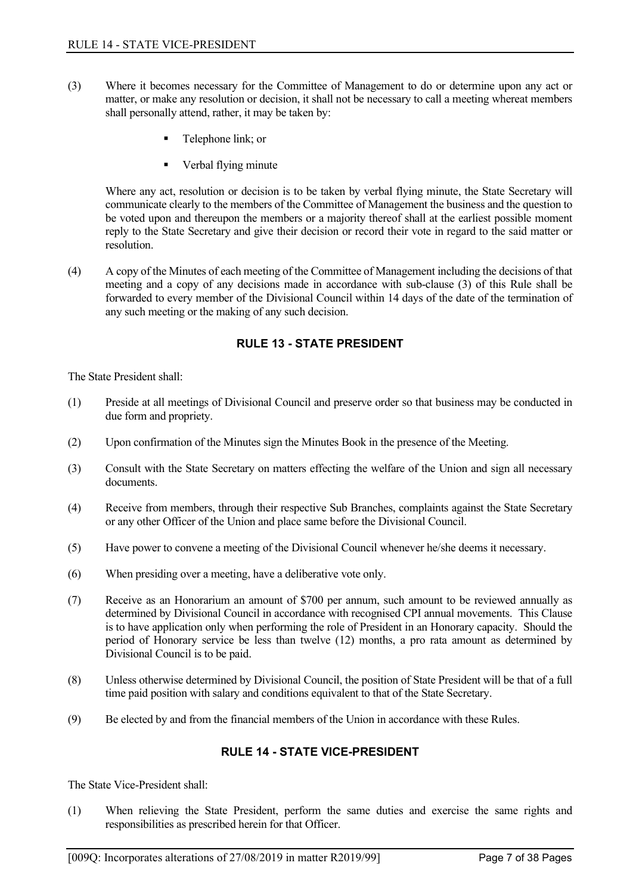(3) Where it becomes necessary for the Committee of Management to do or determine upon any act or matter, or make any resolution or decision, it shall not be necessary to call a meeting whereat members shall personally attend, rather, it may be taken by:

- Telephone link; or
- Verbal flying minute

Where any act, resolution or decision is to be taken by verbal flying minute, the State Secretary will communicate clearly to the members of the Committee of Management the business and the question to be voted upon and thereupon the members or a majority thereof shall at the earliest possible moment reply to the State Secretary and give their decision or record their vote in regard to the said matter or resolution.

(4) A copy of the Minutes of each meeting of the Committee of Management including the decisions of that meeting and a copy of any decisions made in accordance with sub-clause (3) of this Rule shall be forwarded to every member of the Divisional Council within 14 days of the date of the termination of any such meeting or the making of any such decision.

## RULE 13 - STATE PRESIDENT

The State President shall:

(1) Preside at all meetings of Divisional Council and preserve order so that business may be conducted in due form and propriety.

(2) Upon confirmation of the Minutes sign the Minutes Book in the presence of the Meeting.

(3) Consult with the State Secretary on matters effecting the welfare of the Union and sign all necessary documents.

(4) Receive from members, through their respective Sub Branches, complaints against the State Secretary or any other Officer of the Union and place same before the Divisional Council.

(5) Have power to convene a meeting of the Divisional Council whenever he/she deems it necessary.

(6) When presiding over a meeting, have a deliberative vote only.

(7) Receive as an Honorarium an amount of $700 per annum, such amount to be reviewed annually as determined by Divisional Council in accordance with recognised CPI annual movements. This Clause is to have application only when performing the role of President in an Honorary capacity. Should the period of Honorary service be less than twelve (12) months, a pro rata amount as determined by Divisional Council is to be paid.

(8) Unless otherwise determined by Divisional Council, the position of State President will be that of a full time paid position with salary and conditions equivalent to that of the State Secretary.

(9) Be elected by and from the financial members of the Union in accordance with these Rules.

## RULE 14 - STATE VICE-PRESIDENT

The State Vice-President shall:

(1) When relieving the State President, perform the same duties and exercise the same rights and responsibilities as prescribed herein for that Officer.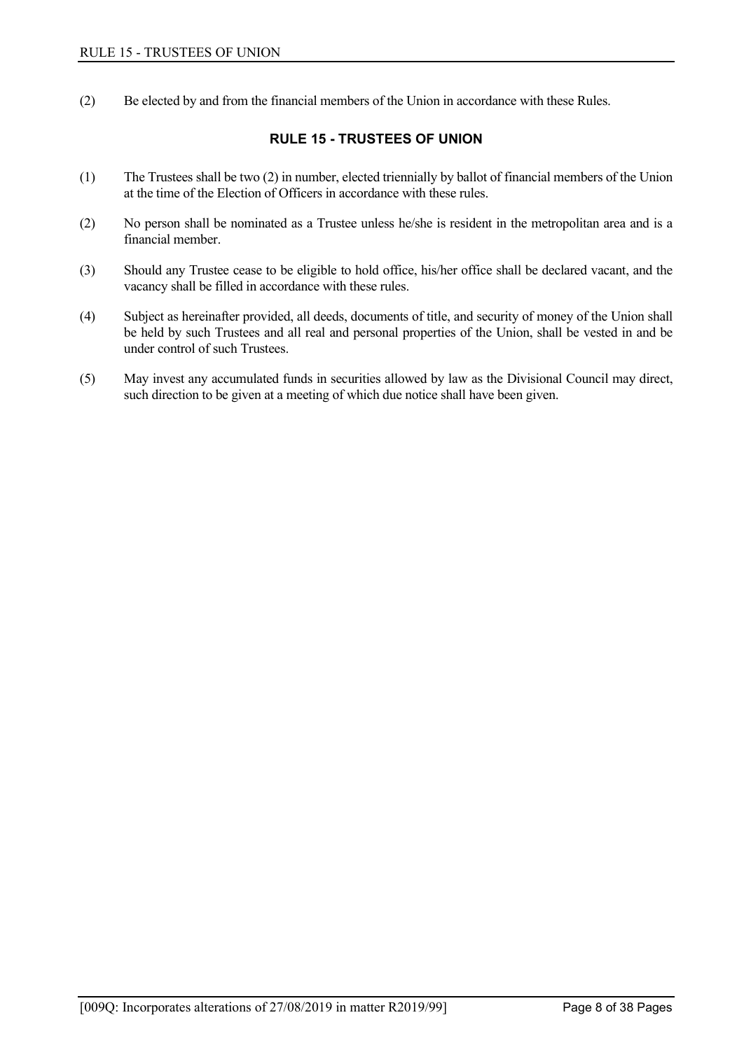(2) Be elected by and from the financial members of the Union in accordance with these Rules.

## RULE 15 - TRUSTEES OF UNION

(1) The Trustees shall be two (2) in number, elected triennially by ballot of financial members of the Union at the time of the Election of Officers in accordance with these rules.

(2) No person shall be nominated as a Trustee unless he/she is resident in the metropolitan area and is a financial member.

(3) Should any Trustee cease to be eligible to hold office, his/her office shall be declared vacant, and the vacancy shall be filled in accordance with these rules.

(4) Subject as hereinafter provided, all deeds, documents of title, and security of money of the Union shall be held by such Trustees and all real and personal properties of the Union, shall be vested in and be under control of such Trustees.

(5) May invest any accumulated funds in securities allowed by law as the Divisional Council may direct, such direction to be given at a meeting of which due notice shall have been given.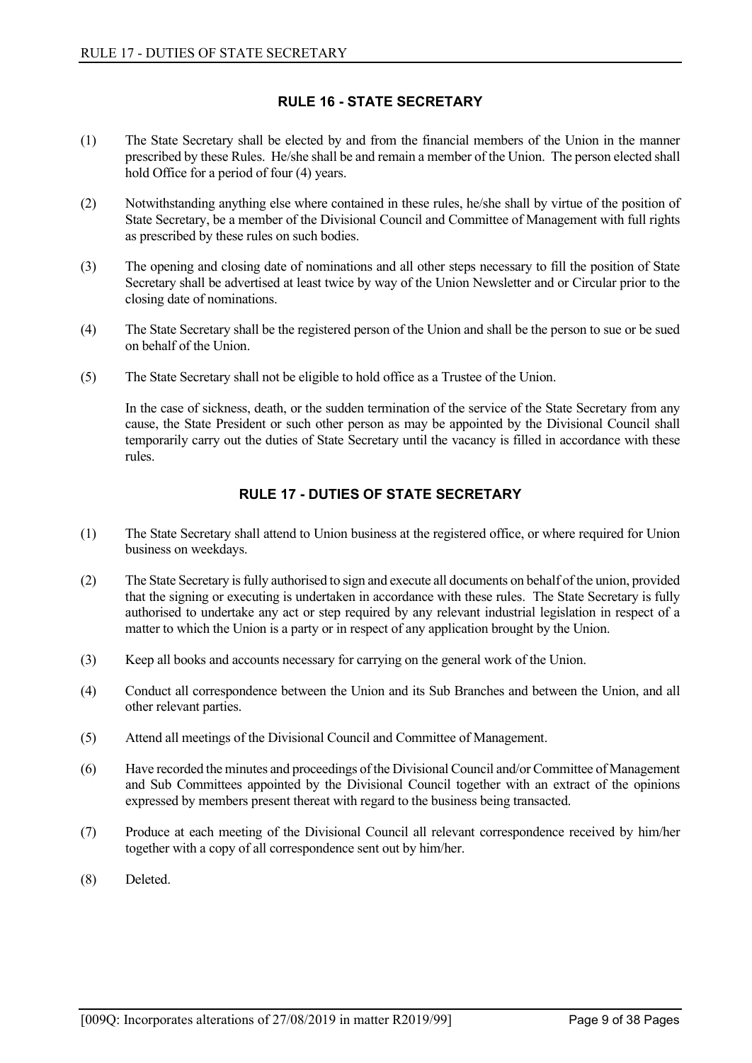## RULE 16 - STATE SECRETARY

(1) The State Secretary shall be elected by and from the financial members of the Union in the manner prescribed by these Rules. He/she shall be and remain a member of the Union. The person elected shall hold Office for a period of four (4) years.

(2) Notwithstanding anything else where contained in these rules, he/she shall by virtue of the position of State Secretary, be a member of the Divisional Council and Committee of Management with full rights as prescribed by these rules on such bodies.

(3) The opening and closing date of nominations and all other steps necessary to fill the position of State Secretary shall be advertised at least twice by way of the Union Newsletter and or Circular prior to the closing date of nominations.

(4) The State Secretary shall be the registered person of the Union and shall be the person to sue or be sued on behalf of the Union.

(5) The State Secretary shall not be eligible to hold office as a Trustee of the Union.

In the case of sickness, death, or the sudden termination of the service of the State Secretary from any cause, the State President or such other person as may be appointed by the Divisional Council shall temporarily carry out the duties of State Secretary until the vacancy is filled in accordance with these rules.

## RULE 17 - DUTIES OF STATE SECRETARY

(1) The State Secretary shall attend to Union business at the registered office, or where required for Union business on weekdays.

(2) The State Secretary is fully authorised to sign and execute all documents on behalf of the union, provided that the signing or executing is undertaken in accordance with these rules. The State Secretary is fully authorised to undertake any act or step required by any relevant industrial legislation in respect of a matter to which the Union is a party or in respect of any application brought by the Union.

(3) Keep all books and accounts necessary for carrying on the general work of the Union.

(4) Conduct all correspondence between the Union and its Sub Branches and between the Union, and all other relevant parties.

(5) Attend all meetings of the Divisional Council and Committee of Management.

(6) Have recorded the minutes and proceedings of the Divisional Council and/or Committee of Management and Sub Committees appointed by the Divisional Council together with an extract of the opinions expressed by members present thereat with regard to the business being transacted.

(7) Produce at each meeting of the Divisional Council all relevant correspondence received by him/her together with a copy of all correspondence sent out by him/her.

(8) Deleted.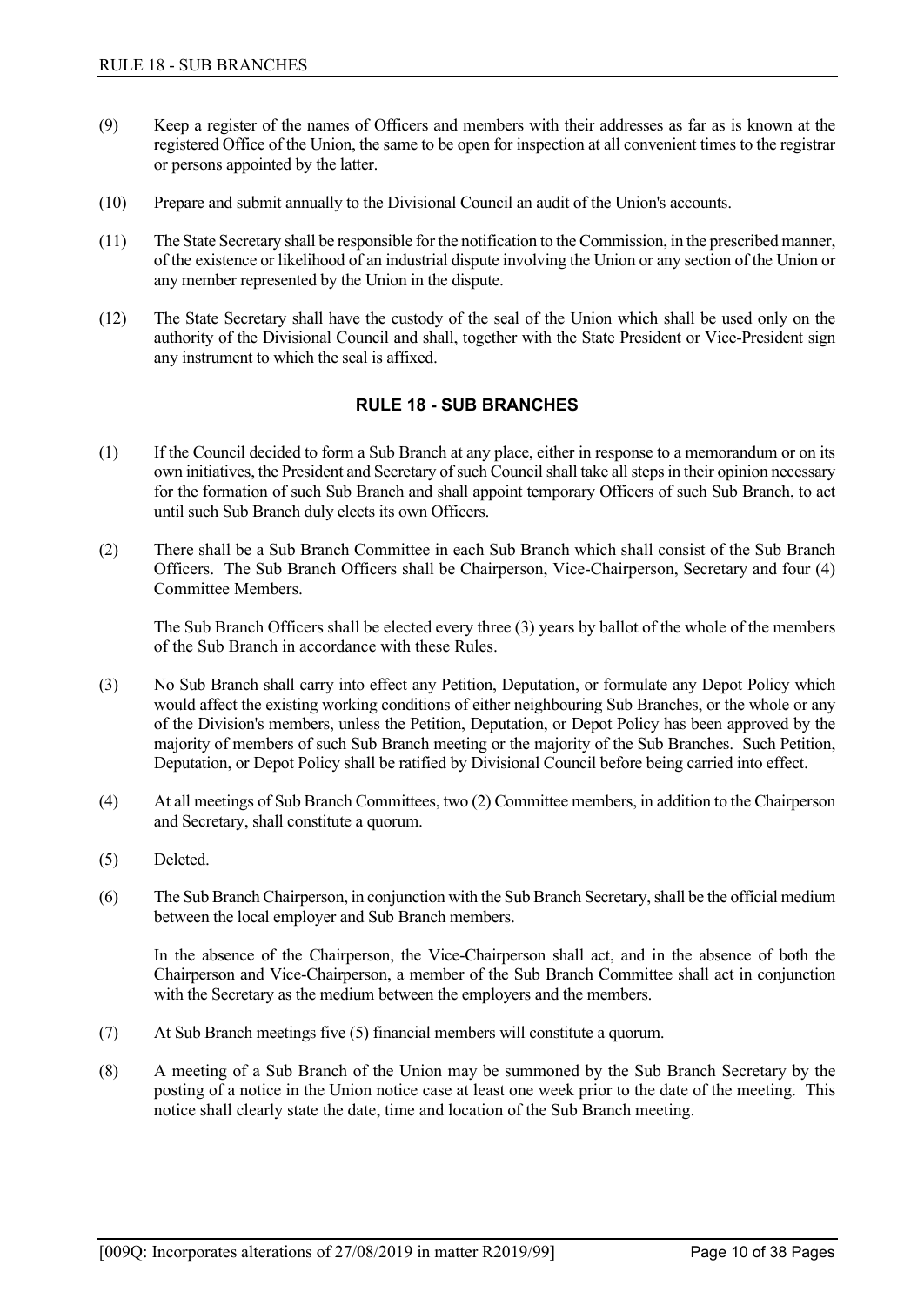(9) Keep a register of the names of Officers and members with their addresses as far as is known at the registered Office of the Union, the same to be open for inspection at all convenient times to the registrar or persons appointed by the latter.

(10) Prepare and submit annually to the Divisional Council an audit of the Union's accounts.

(11) The State Secretary shall be responsible for the notification to the Commission, in the prescribed manner, of the existence or likelihood of an industrial dispute involving the Union or any section of the Union or any member represented by the Union in the dispute.

(12) The State Secretary shall have the custody of the seal of the Union which shall be used only on the authority of the Divisional Council and shall, together with the State President or Vice-President sign any instrument to which the seal is affixed.

## RULE 18 - SUB BRANCHES

(1) If the Council decided to form a Sub Branch at any place, either in response to a memorandum or on its own initiatives, the President and Secretary of such Council shall take all steps in their opinion necessary for the formation of such Sub Branch and shall appoint temporary Officers of such Sub Branch, to act until such Sub Branch duly elects its own Officers.

(2) There shall be a Sub Branch Committee in each Sub Branch which shall consist of the Sub Branch Officers. The Sub Branch Officers shall be Chairperson, Vice-Chairperson, Secretary and four (4) Committee Members.

The Sub Branch Officers shall be elected every three (3) years by ballot of the whole of the members of the Sub Branch in accordance with these Rules.

(3) No Sub Branch shall carry into effect any Petition, Deputation, or formulate any Depot Policy which would affect the existing working conditions of either neighbouring Sub Branches, or the whole or any of the Division's members, unless the Petition, Deputation, or Depot Policy has been approved by the majority of members of such Sub Branch meeting or the majority of the Sub Branches. Such Petition, Deputation, or Depot Policy shall be ratified by Divisional Council before being carried into effect.

(4) At all meetings of Sub Branch Committees, two (2) Committee members, in addition to the Chairperson and Secretary, shall constitute a quorum.

(5) Deleted.

(6) The Sub Branch Chairperson, in conjunction with the Sub Branch Secretary, shall be the official medium between the local employer and Sub Branch members.

In the absence of the Chairperson, the Vice-Chairperson shall act, and in the absence of both the Chairperson and Vice-Chairperson, a member of the Sub Branch Committee shall act in conjunction with the Secretary as the medium between the employers and the members.

(7) At Sub Branch meetings five (5) financial members will constitute a quorum.

(8) A meeting of a Sub Branch of the Union may be summoned by the Sub Branch Secretary by the posting of a notice in the Union notice case at least one week prior to the date of the meeting. This notice shall clearly state the date, time and location of the Sub Branch meeting.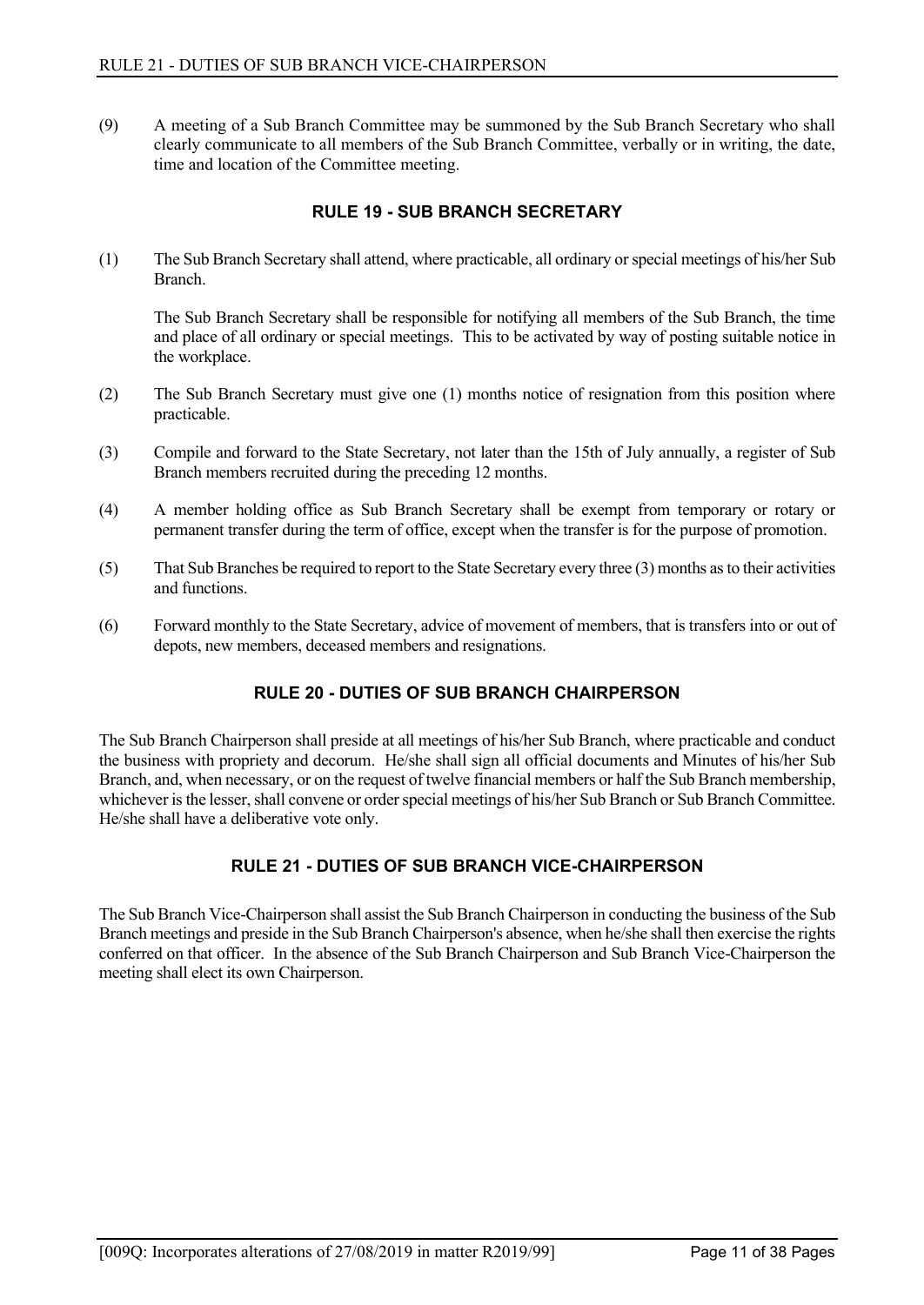(9) A meeting of a Sub Branch Committee may be summoned by the Sub Branch Secretary who shall clearly communicate to all members of the Sub Branch Committee, verbally or in writing, the date, time and location of the Committee meeting.

## RULE 19 - SUB BRANCH SECRETARY

(1) The Sub Branch Secretary shall attend, where practicable, all ordinary or special meetings of his/her Sub Branch.

The Sub Branch Secretary shall be responsible for notifying all members of the Sub Branch, the time and place of all ordinary or special meetings. This to be activated by way of posting suitable notice in the workplace.

(2) The Sub Branch Secretary must give one (1) months notice of resignation from this position where practicable.

(3) Compile and forward to the State Secretary, not later than the 15th of July annually, a register of Sub Branch members recruited during the preceding 12 months.

(4) A member holding office as Sub Branch Secretary shall be exempt from temporary or rotary or permanent transfer during the term of office, except when the transfer is for the purpose of promotion.

(5) That Sub Branches be required to report to the State Secretary every three (3) months as to their activities and functions.

(6) Forward monthly to the State Secretary, advice of movement of members, that is transfers into or out of depots, new members, deceased members and resignations.

## RULE 20 - DUTIES OF SUB BRANCH CHAIRPERSON

The Sub Branch Chairperson shall preside at all meetings of his/her Sub Branch, where practicable and conduct the business with propriety and decorum. He/she shall sign all official documents and Minutes of his/her Sub Branch, and, when necessary, or on the request of twelve financial members or half the Sub Branch membership, whichever is the lesser, shall convene or order special meetings of his/her Sub Branch or Sub Branch Committee. He/she shall have a deliberative vote only.

## RULE 21 - DUTIES OF SUB BRANCH VICE-CHAIRPERSON

The Sub Branch Vice-Chairperson shall assist the Sub Branch Chairperson in conducting the business of the Sub Branch meetings and preside in the Sub Branch Chairperson's absence, when he/she shall then exercise the rights conferred on that officer. In the absence of the Sub Branch Chairperson and Sub Branch Vice-Chairperson the meeting shall elect its own Chairperson.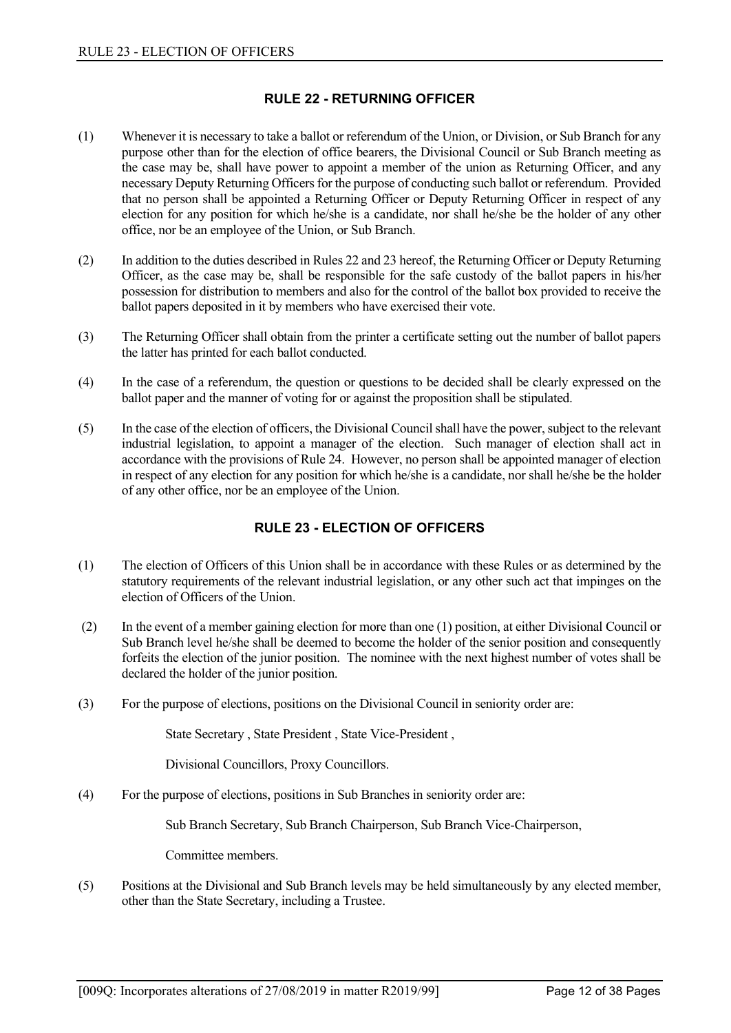## RULE 22 - RETURNING OFFICER

(1) Whenever it is necessary to take a ballot or referendum of the Union, or Division, or Sub Branch for any purpose other than for the election of office bearers, the Divisional Council or Sub Branch meeting as the case may be, shall have power to appoint a member of the union as Returning Officer, and any necessary Deputy Returning Officers for the purpose of conducting such ballot or referendum. Provided that no person shall be appointed a Returning Officer or Deputy Returning Officer in respect of any election for any position for which he/she is a candidate, nor shall he/she be the holder of any other office, nor be an employee of the Union, or Sub Branch.

(2) In addition to the duties described in Rules 22 and 23 hereof, the Returning Officer or Deputy Returning Officer, as the case may be, shall be responsible for the safe custody of the ballot papers in his/her possession for distribution to members and also for the control of the ballot box provided to receive the ballot papers deposited in it by members who have exercised their vote.

(3) The Returning Officer shall obtain from the printer a certificate setting out the number of ballot papers the latter has printed for each ballot conducted.

(4) In the case of a referendum, the question or questions to be decided shall be clearly expressed on the ballot paper and the manner of voting for or against the proposition shall be stipulated.

(5) In the case of the election of officers, the Divisional Council shall have the power, subject to the relevant industrial legislation, to appoint a manager of the election. Such manager of election shall act in accordance with the provisions of Rule 24. However, no person shall be appointed manager of election in respect of any election for any position for which he/she is a candidate, nor shall he/she be the holder of any other office, nor be an employee of the Union.

## RULE 23 - ELECTION OF OFFICERS

(1) The election of Officers of this Union shall be in accordance with these Rules or as determined by the statutory requirements of the relevant industrial legislation, or any other such act that impinges on the election of Officers of the Union.

(2) In the event of a member gaining election for more than one (1) position, at either Divisional Council or Sub Branch level he/she shall be deemed to become the holder of the senior position and consequently forfeits the election of the junior position. The nominee with the next highest number of votes shall be declared the holder of the junior position.

(3) For the purpose of elections, positions on the Divisional Council in seniority order are:

State Secretary , State President , State Vice-President ,

Divisional Councillors, Proxy Councillors.

(4) For the purpose of elections, positions in Sub Branches in seniority order are:

Sub Branch Secretary, Sub Branch Chairperson, Sub Branch Vice-Chairperson,

Committee members.

(5) Positions at the Divisional and Sub Branch levels may be held simultaneously by any elected member, other than the State Secretary, including a Trustee.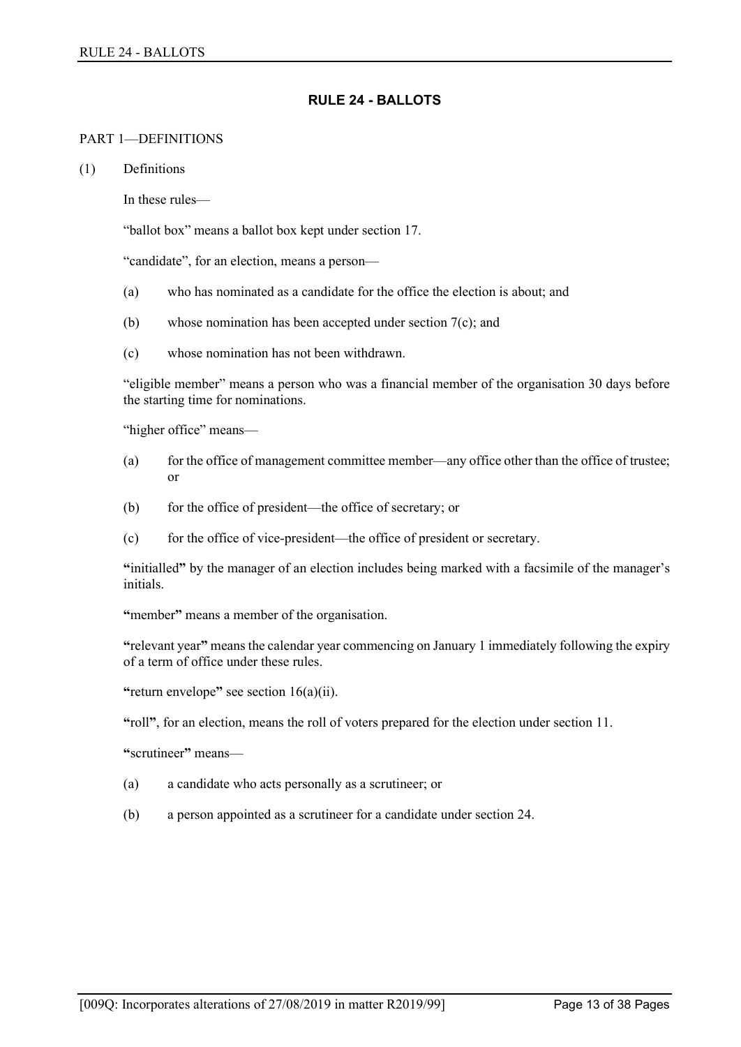## RULE 24 - BALLOTS

PART 1—DEFINITIONS

(1) Definitions

In these rules—

"ballot box" means a ballot box kept under section 17.

"candidate", for an election, means a person—

(a) who has nominated as a candidate for the office the election is about; and

(b) whose nomination has been accepted under section 7(c); and

(c) whose nomination has not been withdrawn.

"eligible member" means a person who was a financial member of the organisation 30 days before the starting time for nominations.

"higher office" means—

(a) for the office of management committee member—any office other than the office of trustee; or

(b) for the office of president—the office of secretary; or

(c) for the office of vice-president—the office of president or secretary.

**"**initialled**"** by the manager of an election includes being marked with a facsimile of the manager's initials.

**"**member**"** means a member of the organisation.

**"**relevant year**"** means the calendar year commencing on January 1 immediately following the expiry of a term of office under these rules.

**"**return envelope**"** see section 16(a)(ii).

**"**roll**"**, for an election, means the roll of voters prepared for the election under section 11.

**"**scrutineer**"** means—

(a) a candidate who acts personally as a scrutineer; or

(b) a person appointed as a scrutineer for a candidate under section 24.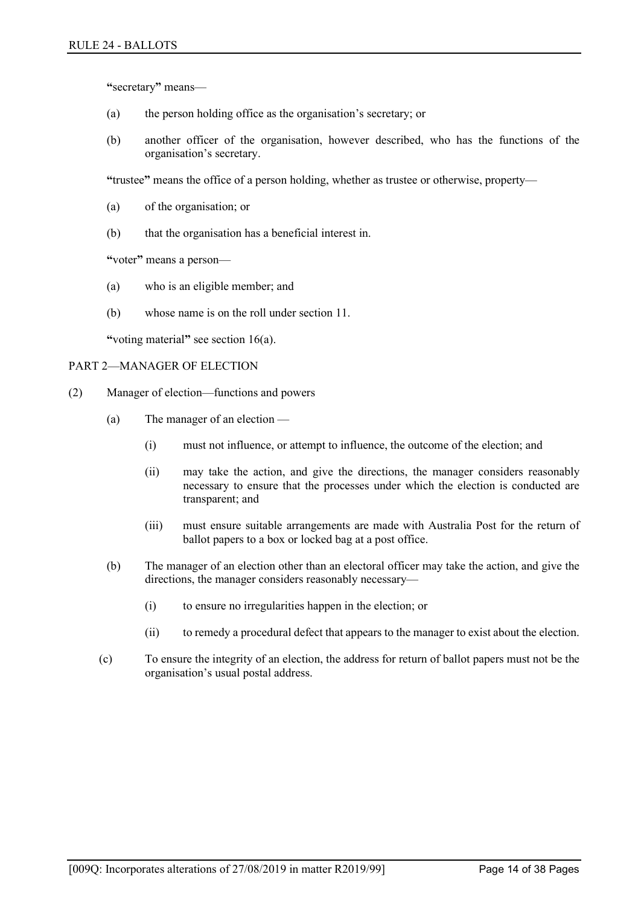**"**secretary**"** means—

(a) the person holding office as the organisation's secretary; or

(b) another officer of the organisation, however described, who has the functions of the organisation's secretary.

**"**trustee**"** means the office of a person holding, whether as trustee or otherwise, property—

(a) of the organisation; or

(b) that the organisation has a beneficial interest in.

**"**voter**"** means a person—

(a) who is an eligible member; and

(b) whose name is on the roll under section 11.

**"**voting material**"** see section 16(a).

PART 2—MANAGER OF ELECTION

(2) Manager of election—functions and powers

(a) The manager of an election —

(i) must not influence, or attempt to influence, the outcome of the election; and

(ii) may take the action, and give the directions, the manager considers reasonably necessary to ensure that the processes under which the election is conducted are transparent; and

(iii) must ensure suitable arrangements are made with Australia Post for the return of ballot papers to a box or locked bag at a post office.

(b) The manager of an election other than an electoral officer may take the action, and give the directions, the manager considers reasonably necessary—

(i) to ensure no irregularities happen in the election; or

(ii) to remedy a procedural defect that appears to the manager to exist about the election.

(c) To ensure the integrity of an election, the address for return of ballot papers must not be the organisation's usual postal address.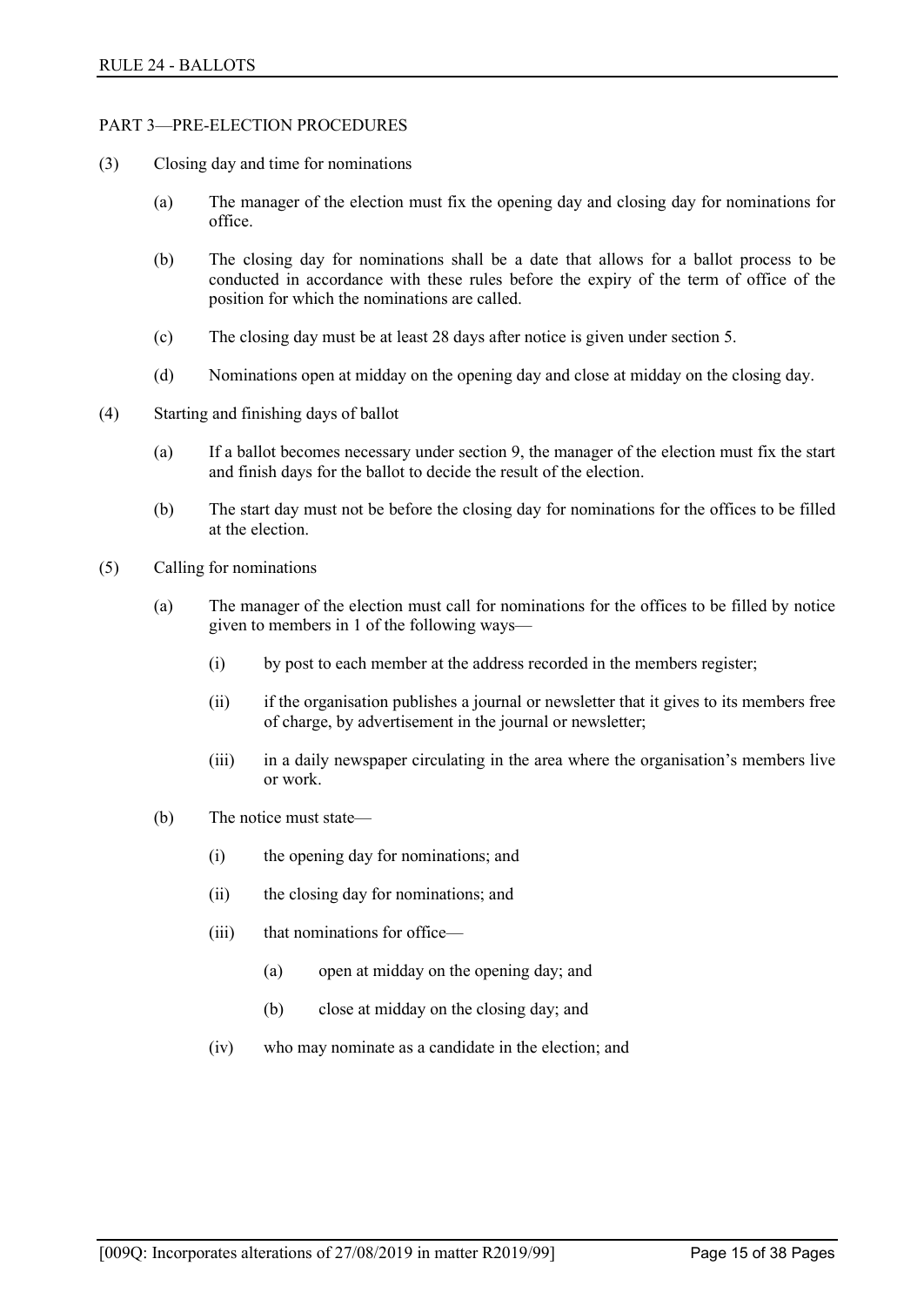PART 3—PRE-ELECTION PROCEDURES

(3) Closing day and time for nominations

  (a) The manager of the election must fix the opening day and closing day for nominations for office.

  (b) The closing day for nominations shall be a date that allows for a ballot process to be conducted in accordance with these rules before the expiry of the term of office of the position for which the nominations are called.

  (c) The closing day must be at least 28 days after notice is given under section 5.

  (d) Nominations open at midday on the opening day and close at midday on the closing day.

(4) Starting and finishing days of ballot

  (a) If a ballot becomes necessary under section 9, the manager of the election must fix the start and finish days for the ballot to decide the result of the election.

  (b) The start day must not be before the closing day for nominations for the offices to be filled at the election.

(5) Calling for nominations

  (a) The manager of the election must call for nominations for the offices to be filled by notice given to members in 1 of the following ways—

    (i) by post to each member at the address recorded in the members register;

    (ii) if the organisation publishes a journal or newsletter that it gives to its members free of charge, by advertisement in the journal or newsletter;

    (iii) in a daily newspaper circulating in the area where the organisation's members live or work.

  (b) The notice must state—

    (i) the opening day for nominations; and

    (ii) the closing day for nominations; and

    (iii) that nominations for office—

      (a) open at midday on the opening day; and

      (b) close at midday on the closing day; and

    (iv) who may nominate as a candidate in the election; and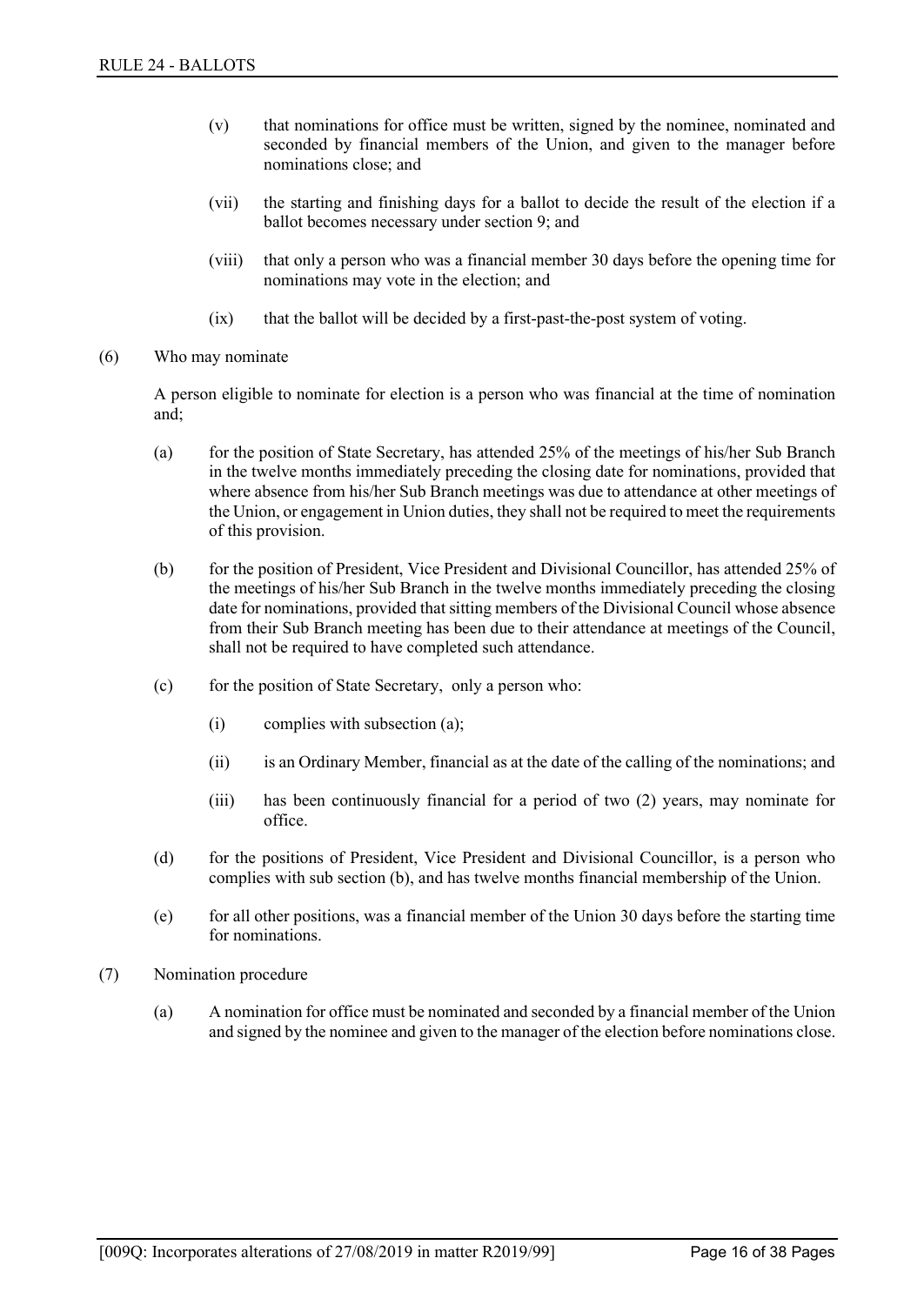(v) that nominations for office must be written, signed by the nominee, nominated and seconded by financial members of the Union, and given to the manager before nominations close; and

(vii) the starting and finishing days for a ballot to decide the result of the election if a ballot becomes necessary under section 9; and

(viii) that only a person who was a financial member 30 days before the opening time for nominations may vote in the election; and

(ix) that the ballot will be decided by a first-past-the-post system of voting.

(6) Who may nominate

A person eligible to nominate for election is a person who was financial at the time of nomination and;

(a) for the position of State Secretary, has attended 25% of the meetings of his/her Sub Branch in the twelve months immediately preceding the closing date for nominations, provided that where absence from his/her Sub Branch meetings was due to attendance at other meetings of the Union, or engagement in Union duties, they shall not be required to meet the requirements of this provision.

(b) for the position of President, Vice President and Divisional Councillor, has attended 25% of the meetings of his/her Sub Branch in the twelve months immediately preceding the closing date for nominations, provided that sitting members of the Divisional Council whose absence from their Sub Branch meeting has been due to their attendance at meetings of the Council, shall not be required to have completed such attendance.

(c) for the position of State Secretary, only a person who:

(i) complies with subsection (a);

(ii) is an Ordinary Member, financial as at the date of the calling of the nominations; and

(iii) has been continuously financial for a period of two (2) years, may nominate for office.

(d) for the positions of President, Vice President and Divisional Councillor, is a person who complies with sub section (b), and has twelve months financial membership of the Union.

(e) for all other positions, was a financial member of the Union 30 days before the starting time for nominations.

(7) Nomination procedure

(a) A nomination for office must be nominated and seconded by a financial member of the Union and signed by the nominee and given to the manager of the election before nominations close.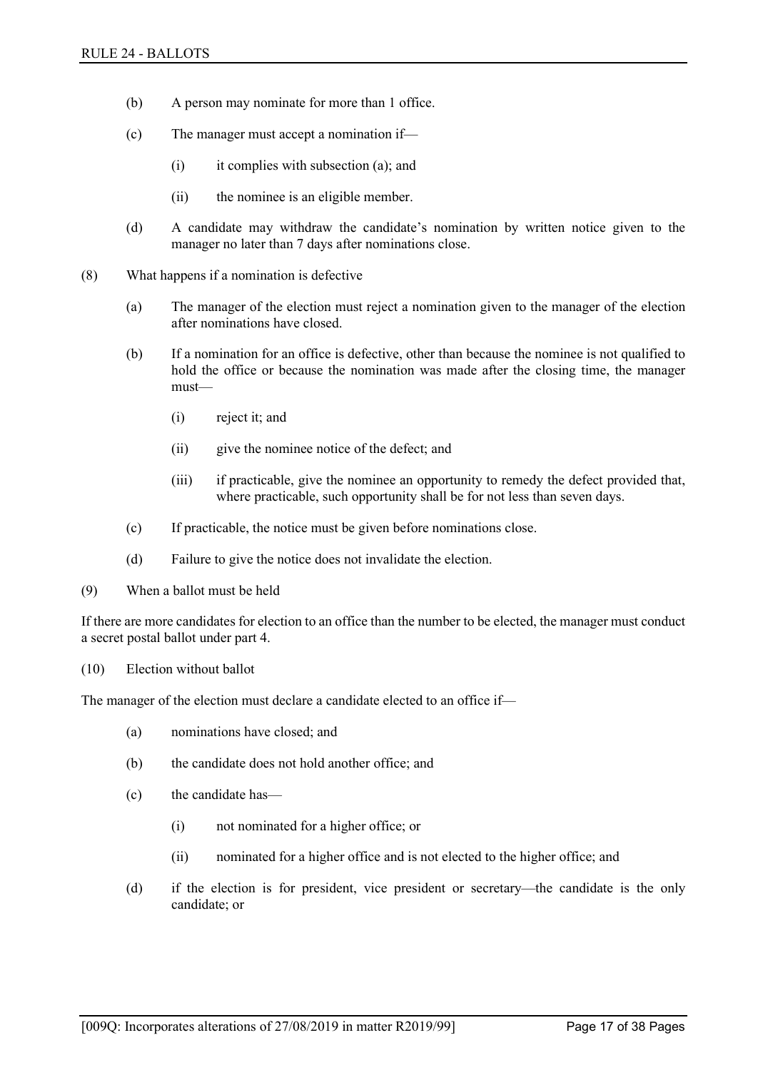(b) A person may nominate for more than 1 office.

(c) The manager must accept a nomination if—

 (i) it complies with subsection (a); and

 (ii) the nominee is an eligible member.

(d) A candidate may withdraw the candidate's nomination by written notice given to the manager no later than 7 days after nominations close.

(8) What happens if a nomination is defective

(a) The manager of the election must reject a nomination given to the manager of the election after nominations have closed.

(b) If a nomination for an office is defective, other than because the nominee is not qualified to hold the office or because the nomination was made after the closing time, the manager must—

 (i) reject it; and

 (ii) give the nominee notice of the defect; and

 (iii) if practicable, give the nominee an opportunity to remedy the defect provided that, where practicable, such opportunity shall be for not less than seven days.

(c) If practicable, the notice must be given before nominations close.

(d) Failure to give the notice does not invalidate the election.

(9) When a ballot must be held

If there are more candidates for election to an office than the number to be elected, the manager must conduct a secret postal ballot under part 4.

(10) Election without ballot

The manager of the election must declare a candidate elected to an office if—

(a) nominations have closed; and

(b) the candidate does not hold another office; and

(c) the candidate has—

 (i) not nominated for a higher office; or

 (ii) nominated for a higher office and is not elected to the higher office; and

(d) if the election is for president, vice president or secretary—the candidate is the only candidate; or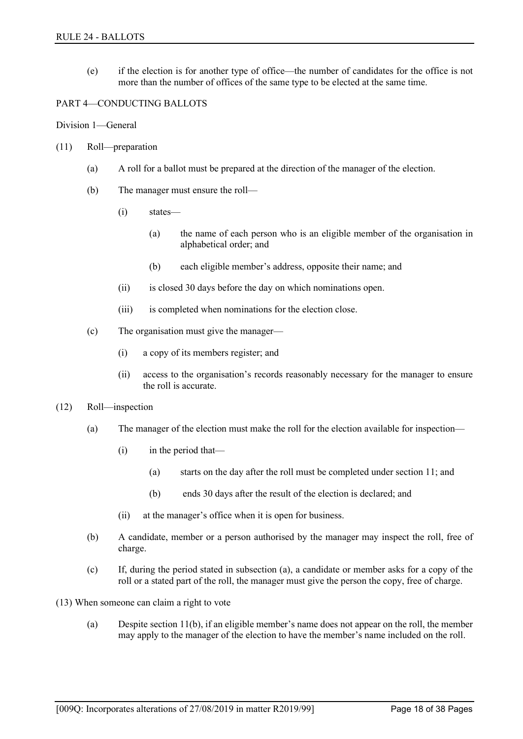(e) if the election is for another type of office—the number of candidates for the office is not more than the number of offices of the same type to be elected at the same time.

PART 4—CONDUCTING BALLOTS

Division 1—General

(11) Roll—preparation

(a) A roll for a ballot must be prepared at the direction of the manager of the election.

(b) The manager must ensure the roll—

(i) states—

(a) the name of each person who is an eligible member of the organisation in alphabetical order; and

(b) each eligible member's address, opposite their name; and

(ii) is closed 30 days before the day on which nominations open.

(iii) is completed when nominations for the election close.

(c) The organisation must give the manager—

(i) a copy of its members register; and

(ii) access to the organisation's records reasonably necessary for the manager to ensure the roll is accurate.

(12) Roll—inspection

(a) The manager of the election must make the roll for the election available for inspection—

(i) in the period that—

(a) starts on the day after the roll must be completed under section 11; and

(b) ends 30 days after the result of the election is declared; and

(ii) at the manager's office when it is open for business.

(b) A candidate, member or a person authorised by the manager may inspect the roll, free of charge.

(c) If, during the period stated in subsection (a), a candidate or member asks for a copy of the roll or a stated part of the roll, the manager must give the person the copy, free of charge.

(13) When someone can claim a right to vote

(a) Despite section 11(b), if an eligible member's name does not appear on the roll, the member may apply to the manager of the election to have the member's name included on the roll.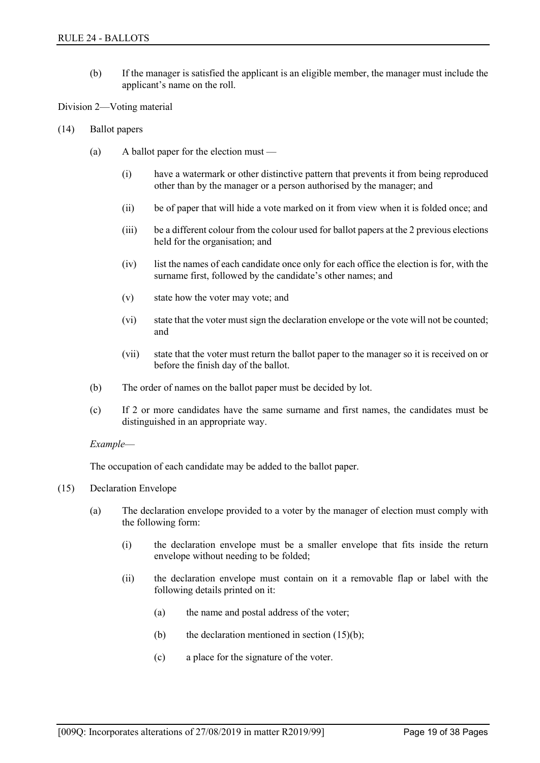(b) If the manager is satisfied the applicant is an eligible member, the manager must include the applicant's name on the roll.

Division 2—Voting material

(14) Ballot papers

(a) A ballot paper for the election must —

(i) have a watermark or other distinctive pattern that prevents it from being reproduced other than by the manager or a person authorised by the manager; and

(ii) be of paper that will hide a vote marked on it from view when it is folded once; and

(iii) be a different colour from the colour used for ballot papers at the 2 previous elections held for the organisation; and

(iv) list the names of each candidate once only for each office the election is for, with the surname first, followed by the candidate's other names; and

(v) state how the voter may vote; and

(vi) state that the voter must sign the declaration envelope or the vote will not be counted; and

(vii) state that the voter must return the ballot paper to the manager so it is received on or before the finish day of the ballot.

(b) The order of names on the ballot paper must be decided by lot.

(c) If 2 or more candidates have the same surname and first names, the candidates must be distinguished in an appropriate way.

*Example*—

The occupation of each candidate may be added to the ballot paper.

(15) Declaration Envelope

(a) The declaration envelope provided to a voter by the manager of election must comply with the following form:

(i) the declaration envelope must be a smaller envelope that fits inside the return envelope without needing to be folded;

(ii) the declaration envelope must contain on it a removable flap or label with the following details printed on it:

(a) the name and postal address of the voter;

(b) the declaration mentioned in section (15)(b);

(c) a place for the signature of the voter.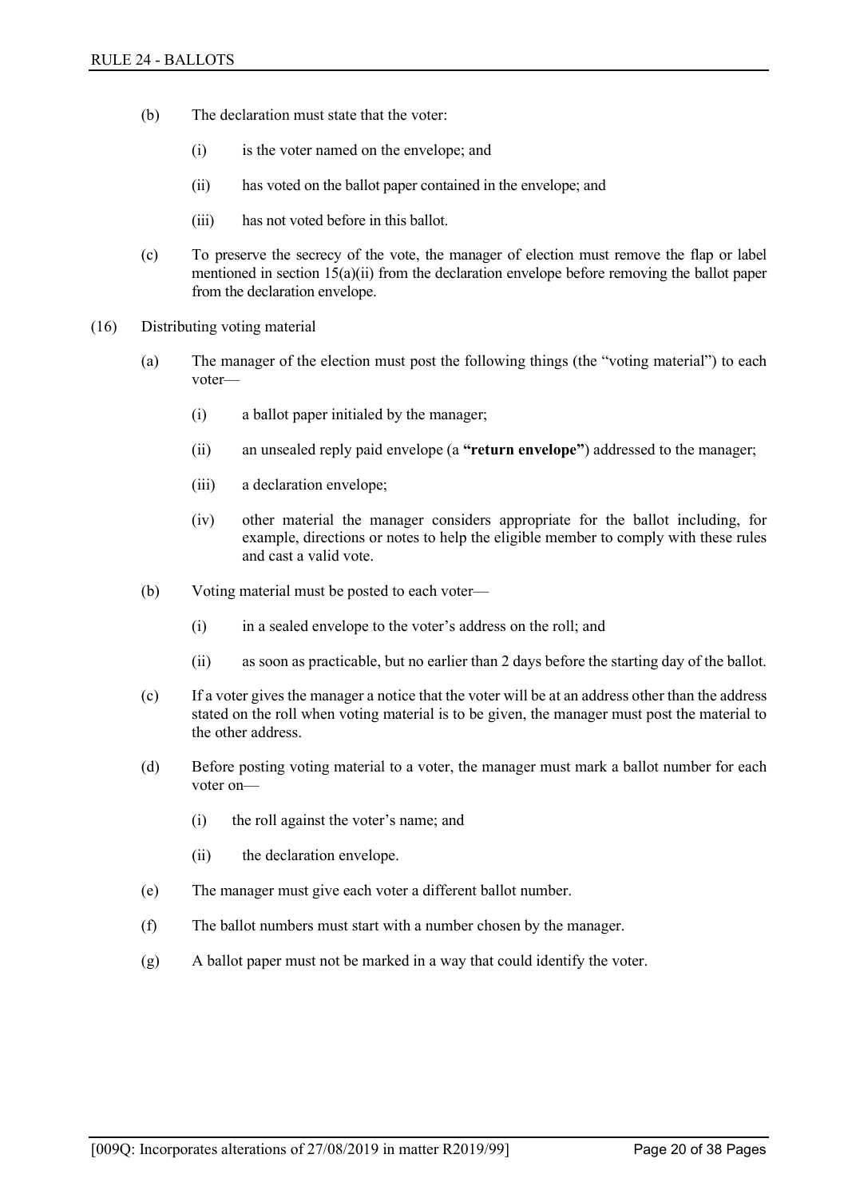(b) The declaration must state that the voter:

 (i) is the voter named on the envelope; and

 (ii) has voted on the ballot paper contained in the envelope; and

 (iii) has not voted before in this ballot.

(c) To preserve the secrecy of the vote, the manager of election must remove the flap or label mentioned in section 15(a)(ii) from the declaration envelope before removing the ballot paper from the declaration envelope.

(16) Distributing voting material

(a) The manager of the election must post the following things (the "voting material") to each voter—

 (i) a ballot paper initialed by the manager;

 (ii) an unsealed reply paid envelope (a **"return envelope"**) addressed to the manager;

 (iii) a declaration envelope;

 (iv) other material the manager considers appropriate for the ballot including, for example, directions or notes to help the eligible member to comply with these rules and cast a valid vote.

(b) Voting material must be posted to each voter—

 (i) in a sealed envelope to the voter's address on the roll; and

 (ii) as soon as practicable, but no earlier than 2 days before the starting day of the ballot.

(c) If a voter gives the manager a notice that the voter will be at an address other than the address stated on the roll when voting material is to be given, the manager must post the material to the other address.

(d) Before posting voting material to a voter, the manager must mark a ballot number for each voter on—

 (i) the roll against the voter's name; and

 (ii) the declaration envelope.

(e) The manager must give each voter a different ballot number.

(f) The ballot numbers must start with a number chosen by the manager.

(g) A ballot paper must not be marked in a way that could identify the voter.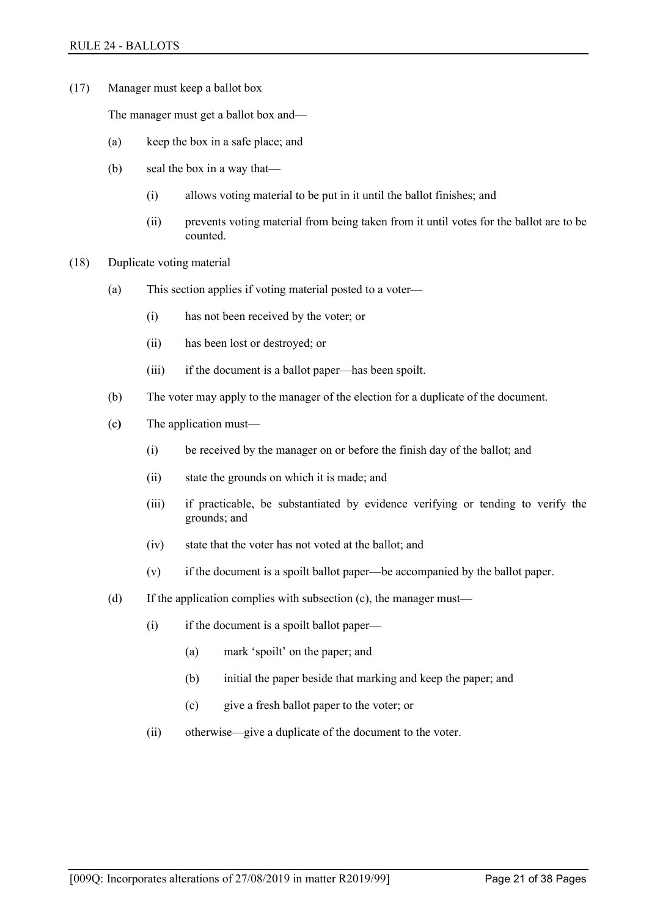(17) Manager must keep a ballot box

The manager must get a ballot box and—

- (a) keep the box in a safe place; and
- (b) seal the box in a way that—
  - (i) allows voting material to be put in it until the ballot finishes; and
  - (ii) prevents voting material from being taken from it until votes for the ballot are to be counted.

(18) Duplicate voting material

- (a) This section applies if voting material posted to a voter—
  - (i) has not been received by the voter; or
  - (ii) has been lost or destroyed; or
  - (iii) if the document is a ballot paper—has been spoilt.
- (b) The voter may apply to the manager of the election for a duplicate of the document.
- (c) The application must—
  - (i) be received by the manager on or before the finish day of the ballot; and
  - (ii) state the grounds on which it is made; and
  - (iii) if practicable, be substantiated by evidence verifying or tending to verify the grounds; and
  - (iv) state that the voter has not voted at the ballot; and
  - (v) if the document is a spoilt ballot paper—be accompanied by the ballot paper.
- (d) If the application complies with subsection (c), the manager must—
  - (i) if the document is a spoilt ballot paper—
    - (a) mark 'spoilt' on the paper; and
    - (b) initial the paper beside that marking and keep the paper; and
    - (c) give a fresh ballot paper to the voter; or
  - (ii) otherwise—give a duplicate of the document to the voter.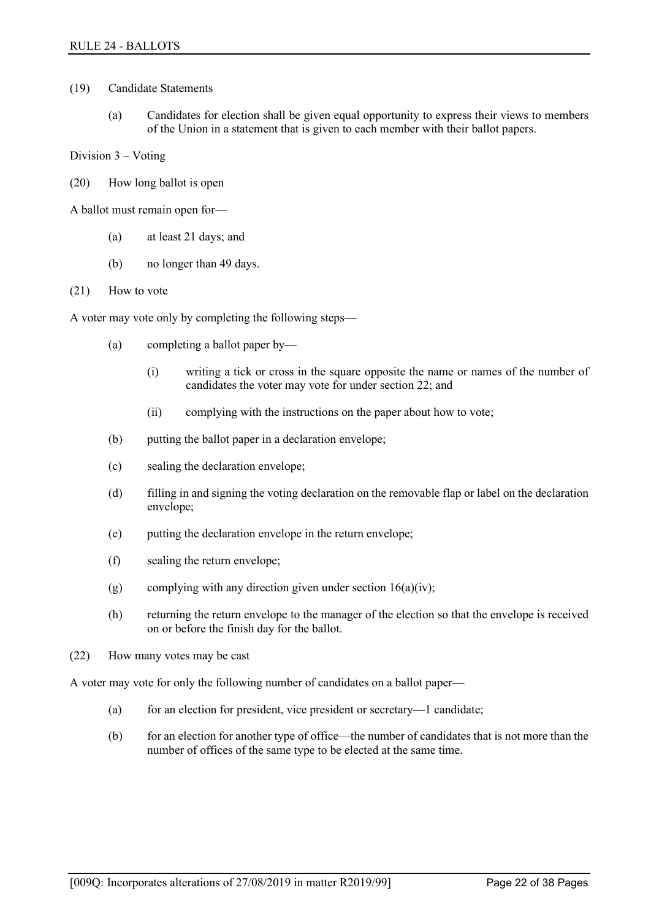(19) Candidate Statements

(a) Candidates for election shall be given equal opportunity to express their views to members of the Union in a statement that is given to each member with their ballot papers.

Division 3 – Voting

(20) How long ballot is open

A ballot must remain open for—

(a) at least 21 days; and

(b) no longer than 49 days.

(21) How to vote

A voter may vote only by completing the following steps—

(a) completing a ballot paper by—

(i) writing a tick or cross in the square opposite the name or names of the number of candidates the voter may vote for under section 22; and

(ii) complying with the instructions on the paper about how to vote;

(b) putting the ballot paper in a declaration envelope;

(c) sealing the declaration envelope;

(d) filling in and signing the voting declaration on the removable flap or label on the declaration envelope;

(e) putting the declaration envelope in the return envelope;

(f) sealing the return envelope;

(g) complying with any direction given under section 16(a)(iv);

(h) returning the return envelope to the manager of the election so that the envelope is received on or before the finish day for the ballot.

(22) How many votes may be cast

A voter may vote for only the following number of candidates on a ballot paper—

(a) for an election for president, vice president or secretary—1 candidate;

(b) for an election for another type of office—the number of candidates that is not more than the number of offices of the same type to be elected at the same time.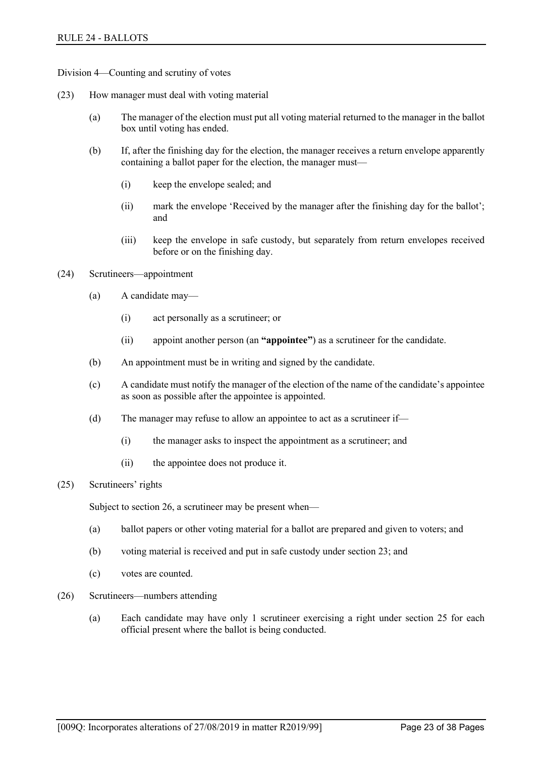Division 4—Counting and scrutiny of votes

(23) How manager must deal with voting material

(a) The manager of the election must put all voting material returned to the manager in the ballot box until voting has ended.

(b) If, after the finishing day for the election, the manager receives a return envelope apparently containing a ballot paper for the election, the manager must—

(i) keep the envelope sealed; and

(ii) mark the envelope 'Received by the manager after the finishing day for the ballot'; and

(iii) keep the envelope in safe custody, but separately from return envelopes received before or on the finishing day.

(24) Scrutineers—appointment

(a) A candidate may—

(i) act personally as a scrutineer; or

(ii) appoint another person (an **"appointee"**) as a scrutineer for the candidate.

(b) An appointment must be in writing and signed by the candidate.

(c) A candidate must notify the manager of the election of the name of the candidate's appointee as soon as possible after the appointee is appointed.

(d) The manager may refuse to allow an appointee to act as a scrutineer if—

(i) the manager asks to inspect the appointment as a scrutineer; and

(ii) the appointee does not produce it.

(25) Scrutineers' rights

Subject to section 26, a scrutineer may be present when—

(a) ballot papers or other voting material for a ballot are prepared and given to voters; and

(b) voting material is received and put in safe custody under section 23; and

(c) votes are counted.

(26) Scrutineers—numbers attending

(a) Each candidate may have only 1 scrutineer exercising a right under section 25 for each official present where the ballot is being conducted.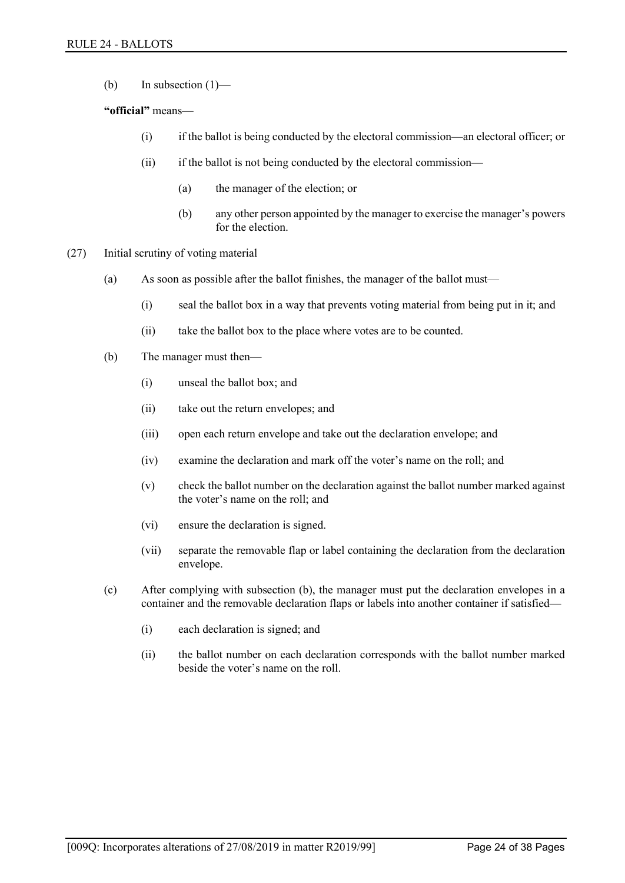(b) In subsection (1)—

**"official"** means—

(i) if the ballot is being conducted by the electoral commission—an electoral officer; or

(ii) if the ballot is not being conducted by the electoral commission—

(a) the manager of the election; or

(b) any other person appointed by the manager to exercise the manager's powers for the election.

(27) Initial scrutiny of voting material

(a) As soon as possible after the ballot finishes, the manager of the ballot must—

(i) seal the ballot box in a way that prevents voting material from being put in it; and

(ii) take the ballot box to the place where votes are to be counted.

(b) The manager must then—

(i) unseal the ballot box; and

(ii) take out the return envelopes; and

(iii) open each return envelope and take out the declaration envelope; and

(iv) examine the declaration and mark off the voter's name on the roll; and

(v) check the ballot number on the declaration against the ballot number marked against the voter's name on the roll; and

(vi) ensure the declaration is signed.

(vii) separate the removable flap or label containing the declaration from the declaration envelope.

(c) After complying with subsection (b), the manager must put the declaration envelopes in a container and the removable declaration flaps or labels into another container if satisfied—

(i) each declaration is signed; and

(ii) the ballot number on each declaration corresponds with the ballot number marked beside the voter's name on the roll.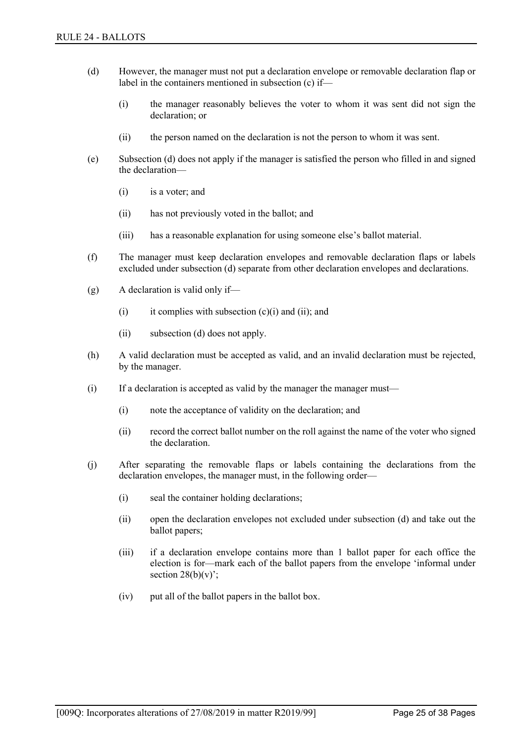(d) However, the manager must not put a declaration envelope or removable declaration flap or label in the containers mentioned in subsection (c) if—

(i) the manager reasonably believes the voter to whom it was sent did not sign the declaration; or

(ii) the person named on the declaration is not the person to whom it was sent.

(e) Subsection (d) does not apply if the manager is satisfied the person who filled in and signed the declaration—

(i) is a voter; and

(ii) has not previously voted in the ballot; and

(iii) has a reasonable explanation for using someone else's ballot material.

(f) The manager must keep declaration envelopes and removable declaration flaps or labels excluded under subsection (d) separate from other declaration envelopes and declarations.

(g) A declaration is valid only if—

(i) it complies with subsection (c)(i) and (ii); and

(ii) subsection (d) does not apply.

(h) A valid declaration must be accepted as valid, and an invalid declaration must be rejected, by the manager.

(i) If a declaration is accepted as valid by the manager the manager must—

(i) note the acceptance of validity on the declaration; and

(ii) record the correct ballot number on the roll against the name of the voter who signed the declaration.

(j) After separating the removable flaps or labels containing the declarations from the declaration envelopes, the manager must, in the following order—

(i) seal the container holding declarations;

(ii) open the declaration envelopes not excluded under subsection (d) and take out the ballot papers;

(iii) if a declaration envelope contains more than 1 ballot paper for each office the election is for—mark each of the ballot papers from the envelope 'informal under section 28(b)(v)';

(iv) put all of the ballot papers in the ballot box.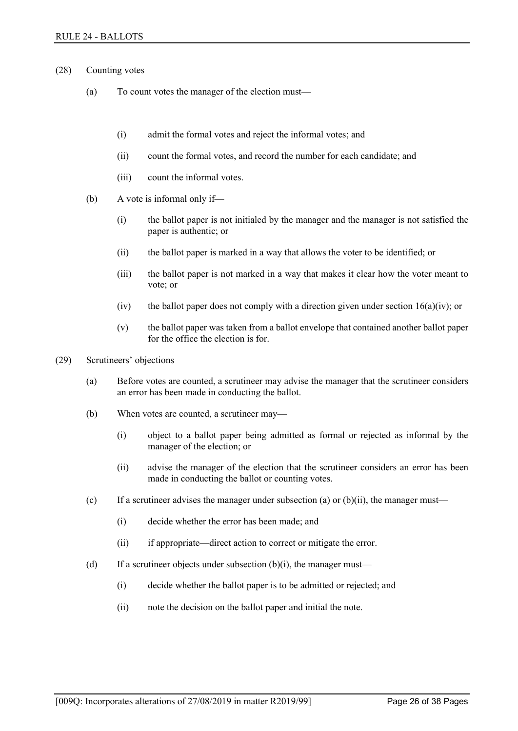(28) Counting votes

(a) To count votes the manager of the election must—

(i) admit the formal votes and reject the informal votes; and

(ii) count the formal votes, and record the number for each candidate; and

(iii) count the informal votes.

(b) A vote is informal only if—

(i) the ballot paper is not initialed by the manager and the manager is not satisfied the paper is authentic; or

(ii) the ballot paper is marked in a way that allows the voter to be identified; or

(iii) the ballot paper is not marked in a way that makes it clear how the voter meant to vote; or

(iv) the ballot paper does not comply with a direction given under section 16(a)(iv); or

(v) the ballot paper was taken from a ballot envelope that contained another ballot paper for the office the election is for.

(29) Scrutineers' objections

(a) Before votes are counted, a scrutineer may advise the manager that the scrutineer considers an error has been made in conducting the ballot.

(b) When votes are counted, a scrutineer may—

(i) object to a ballot paper being admitted as formal or rejected as informal by the manager of the election; or

(ii) advise the manager of the election that the scrutineer considers an error has been made in conducting the ballot or counting votes.

(c) If a scrutineer advises the manager under subsection (a) or (b)(ii), the manager must—

(i) decide whether the error has been made; and

(ii) if appropriate—direct action to correct or mitigate the error.

(d) If a scrutineer objects under subsection (b)(i), the manager must—

(i) decide whether the ballot paper is to be admitted or rejected; and

(ii) note the decision on the ballot paper and initial the note.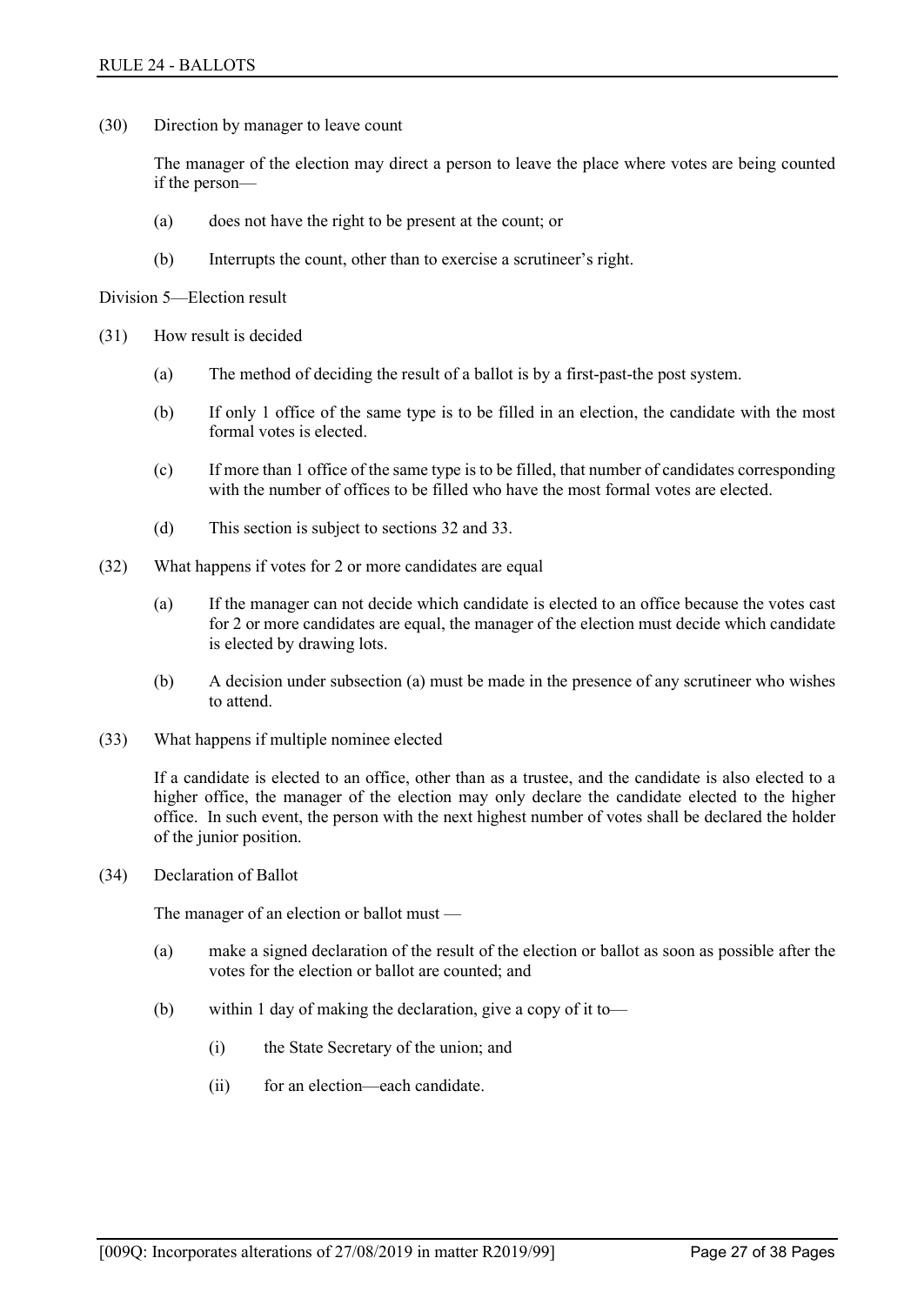(30) Direction by manager to leave count

The manager of the election may direct a person to leave the place where votes are being counted if the person—

(a) does not have the right to be present at the count; or

(b) Interrupts the count, other than to exercise a scrutineer's right.

Division 5—Election result

(31) How result is decided

(a) The method of deciding the result of a ballot is by a first-past-the post system.

(b) If only 1 office of the same type is to be filled in an election, the candidate with the most formal votes is elected.

(c) If more than 1 office of the same type is to be filled, that number of candidates corresponding with the number of offices to be filled who have the most formal votes are elected.

(d) This section is subject to sections 32 and 33.

(32) What happens if votes for 2 or more candidates are equal

(a) If the manager can not decide which candidate is elected to an office because the votes cast for 2 or more candidates are equal, the manager of the election must decide which candidate is elected by drawing lots.

(b) A decision under subsection (a) must be made in the presence of any scrutineer who wishes to attend.

(33) What happens if multiple nominee elected

If a candidate is elected to an office, other than as a trustee, and the candidate is also elected to a higher office, the manager of the election may only declare the candidate elected to the higher office. In such event, the person with the next highest number of votes shall be declared the holder of the junior position.

(34) Declaration of Ballot

The manager of an election or ballot must —

(a) make a signed declaration of the result of the election or ballot as soon as possible after the votes for the election or ballot are counted; and

(b) within 1 day of making the declaration, give a copy of it to—

   (i) the State Secretary of the union; and

   (ii) for an election—each candidate.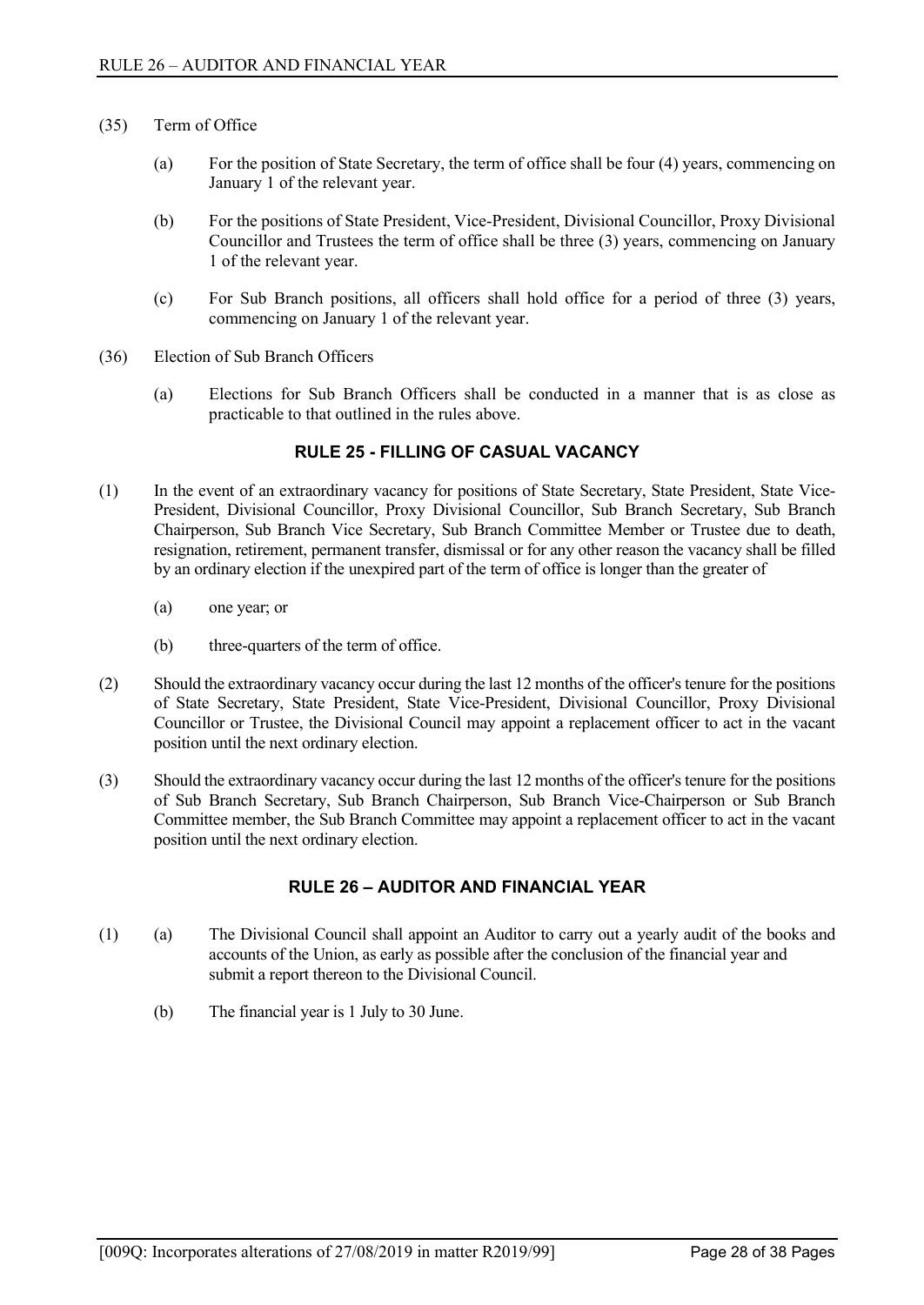(35) Term of Office

(a) For the position of State Secretary, the term of office shall be four (4) years, commencing on January 1 of the relevant year.

(b) For the positions of State President, Vice-President, Divisional Councillor, Proxy Divisional Councillor and Trustees the term of office shall be three (3) years, commencing on January 1 of the relevant year.

(c) For Sub Branch positions, all officers shall hold office for a period of three (3) years, commencing on January 1 of the relevant year.

(36) Election of Sub Branch Officers

(a) Elections for Sub Branch Officers shall be conducted in a manner that is as close as practicable to that outlined in the rules above.

## RULE 25 - FILLING OF CASUAL VACANCY

(1) In the event of an extraordinary vacancy for positions of State Secretary, State President, State Vice-President, Divisional Councillor, Proxy Divisional Councillor, Sub Branch Secretary, Sub Branch Chairperson, Sub Branch Vice Secretary, Sub Branch Committee Member or Trustee due to death, resignation, retirement, permanent transfer, dismissal or for any other reason the vacancy shall be filled by an ordinary election if the unexpired part of the term of office is longer than the greater of

(a) one year; or

(b) three-quarters of the term of office.

(2) Should the extraordinary vacancy occur during the last 12 months of the officer's tenure for the positions of State Secretary, State President, State Vice-President, Divisional Councillor, Proxy Divisional Councillor or Trustee, the Divisional Council may appoint a replacement officer to act in the vacant position until the next ordinary election.

(3) Should the extraordinary vacancy occur during the last 12 months of the officer's tenure for the positions of Sub Branch Secretary, Sub Branch Chairperson, Sub Branch Vice-Chairperson or Sub Branch Committee member, the Sub Branch Committee may appoint a replacement officer to act in the vacant position until the next ordinary election.

## RULE 26 – AUDITOR AND FINANCIAL YEAR

(1) (a) The Divisional Council shall appoint an Auditor to carry out a yearly audit of the books and accounts of the Union, as early as possible after the conclusion of the financial year and submit a report thereon to the Divisional Council.

(b) The financial year is 1 July to 30 June.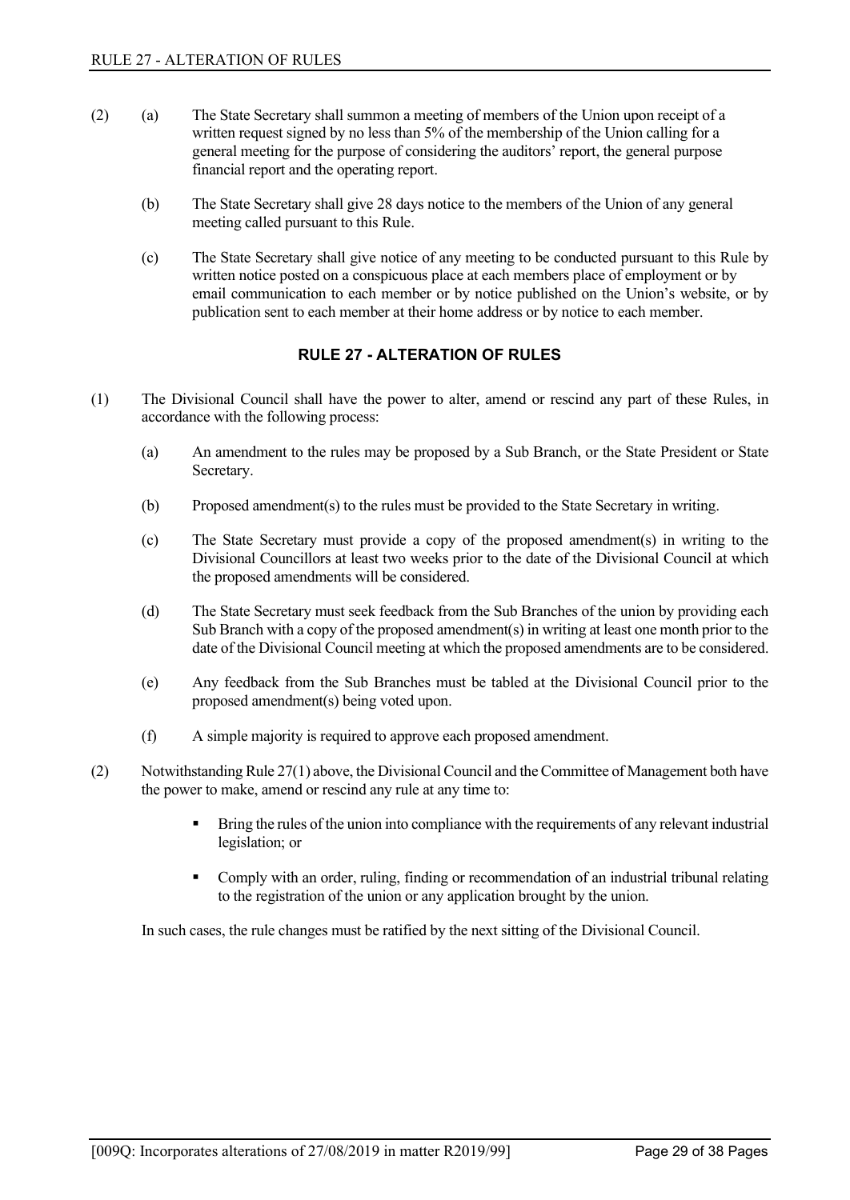(2) (a) The State Secretary shall summon a meeting of members of the Union upon receipt of a written request signed by no less than 5% of the membership of the Union calling for a general meeting for the purpose of considering the auditors' report, the general purpose financial report and the operating report.

(b) The State Secretary shall give 28 days notice to the members of the Union of any general meeting called pursuant to this Rule.

(c) The State Secretary shall give notice of any meeting to be conducted pursuant to this Rule by written notice posted on a conspicuous place at each members place of employment or by email communication to each member or by notice published on the Union's website, or by publication sent to each member at their home address or by notice to each member.

## RULE 27 - ALTERATION OF RULES

(1) The Divisional Council shall have the power to alter, amend or rescind any part of these Rules, in accordance with the following process:

(a) An amendment to the rules may be proposed by a Sub Branch, or the State President or State Secretary.

(b) Proposed amendment(s) to the rules must be provided to the State Secretary in writing.

(c) The State Secretary must provide a copy of the proposed amendment(s) in writing to the Divisional Councillors at least two weeks prior to the date of the Divisional Council at which the proposed amendments will be considered.

(d) The State Secretary must seek feedback from the Sub Branches of the union by providing each Sub Branch with a copy of the proposed amendment(s) in writing at least one month prior to the date of the Divisional Council meeting at which the proposed amendments are to be considered.

(e) Any feedback from the Sub Branches must be tabled at the Divisional Council prior to the proposed amendment(s) being voted upon.

(f) A simple majority is required to approve each proposed amendment.

(2) Notwithstanding Rule 27(1) above, the Divisional Council and the Committee of Management both have the power to make, amend or rescind any rule at any time to:

- Bring the rules of the union into compliance with the requirements of any relevant industrial legislation; or
- Comply with an order, ruling, finding or recommendation of an industrial tribunal relating to the registration of the union or any application brought by the union.

In such cases, the rule changes must be ratified by the next sitting of the Divisional Council.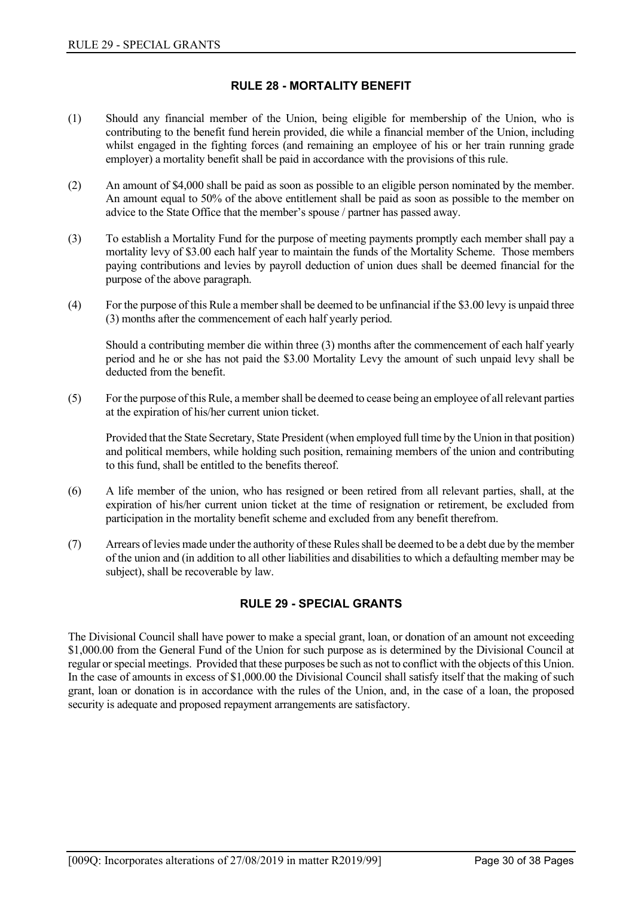## RULE 28 - MORTALITY BENEFIT

(1) Should any financial member of the Union, being eligible for membership of the Union, who is contributing to the benefit fund herein provided, die while a financial member of the Union, including whilst engaged in the fighting forces (and remaining an employee of his or her train running grade employer) a mortality benefit shall be paid in accordance with the provisions of this rule.

(2) An amount of $4,000 shall be paid as soon as possible to an eligible person nominated by the member. An amount equal to 50% of the above entitlement shall be paid as soon as possible to the member on advice to the State Office that the member's spouse / partner has passed away.

(3) To establish a Mortality Fund for the purpose of meeting payments promptly each member shall pay a mortality levy of $3.00 each half year to maintain the funds of the Mortality Scheme. Those members paying contributions and levies by payroll deduction of union dues shall be deemed financial for the purpose of the above paragraph.

(4) For the purpose of this Rule a member shall be deemed to be unfinancial if the $3.00 levy is unpaid three (3) months after the commencement of each half yearly period.

Should a contributing member die within three (3) months after the commencement of each half yearly period and he or she has not paid the $3.00 Mortality Levy the amount of such unpaid levy shall be deducted from the benefit.

(5) For the purpose of this Rule, a member shall be deemed to cease being an employee of all relevant parties at the expiration of his/her current union ticket.

Provided that the State Secretary, State President (when employed full time by the Union in that position) and political members, while holding such position, remaining members of the union and contributing to this fund, shall be entitled to the benefits thereof.

(6) A life member of the union, who has resigned or been retired from all relevant parties, shall, at the expiration of his/her current union ticket at the time of resignation or retirement, be excluded from participation in the mortality benefit scheme and excluded from any benefit therefrom.

(7) Arrears of levies made under the authority of these Rules shall be deemed to be a debt due by the member of the union and (in addition to all other liabilities and disabilities to which a defaulting member may be subject), shall be recoverable by law.

## RULE 29 - SPECIAL GRANTS

The Divisional Council shall have power to make a special grant, loan, or donation of an amount not exceeding $1,000.00 from the General Fund of the Union for such purpose as is determined by the Divisional Council at regular or special meetings. Provided that these purposes be such as not to conflict with the objects of this Union. In the case of amounts in excess of $1,000.00 the Divisional Council shall satisfy itself that the making of such grant, loan or donation is in accordance with the rules of the Union, and, in the case of a loan, the proposed security is adequate and proposed repayment arrangements are satisfactory.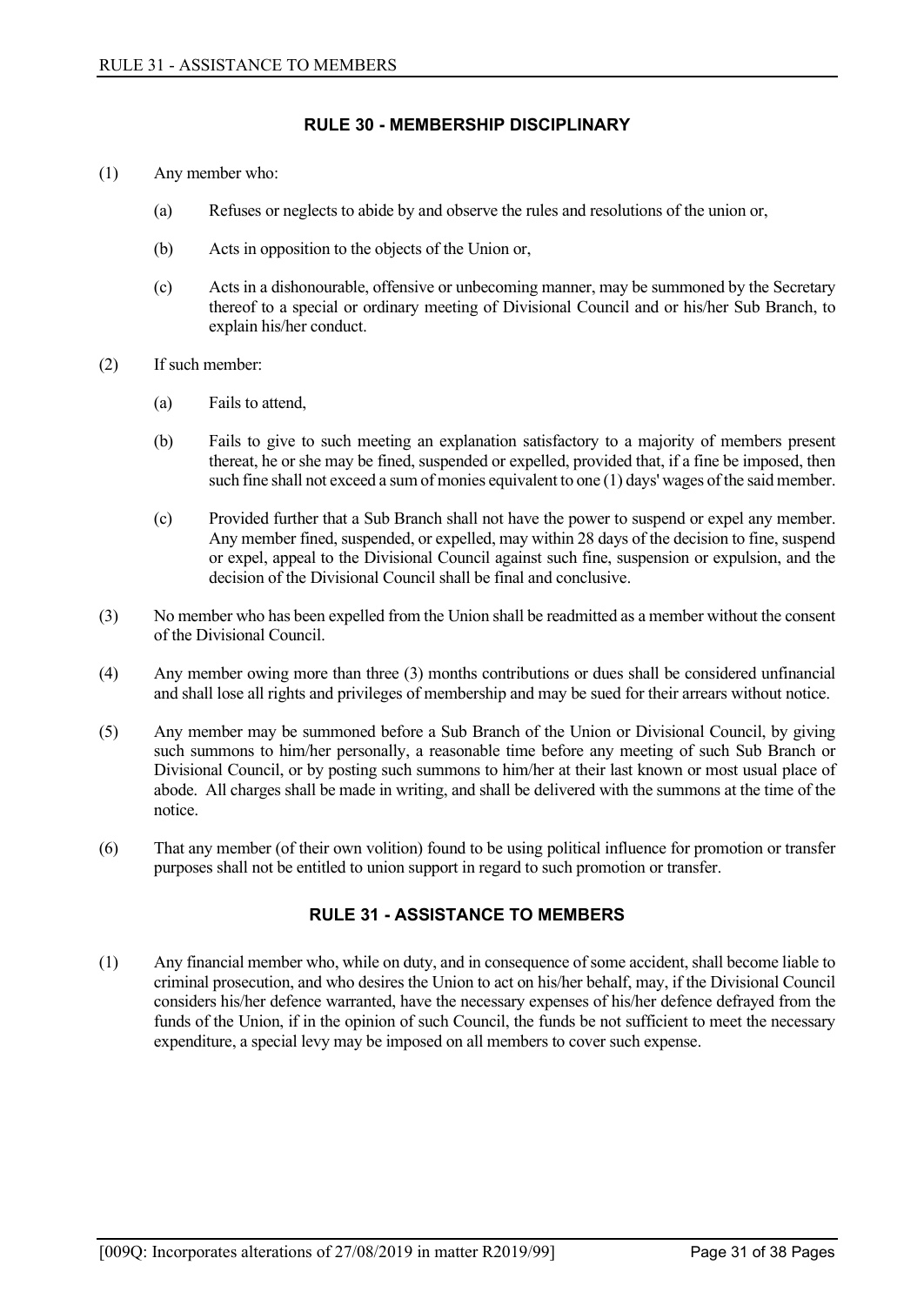## RULE 30 - MEMBERSHIP DISCIPLINARY

(1) Any member who:

(a) Refuses or neglects to abide by and observe the rules and resolutions of the union or,

(b) Acts in opposition to the objects of the Union or,

(c) Acts in a dishonourable, offensive or unbecoming manner, may be summoned by the Secretary thereof to a special or ordinary meeting of Divisional Council and or his/her Sub Branch, to explain his/her conduct.

(2) If such member:

(a) Fails to attend,

(b) Fails to give to such meeting an explanation satisfactory to a majority of members present thereat, he or she may be fined, suspended or expelled, provided that, if a fine be imposed, then such fine shall not exceed a sum of monies equivalent to one (1) days' wages of the said member.

(c) Provided further that a Sub Branch shall not have the power to suspend or expel any member. Any member fined, suspended, or expelled, may within 28 days of the decision to fine, suspend or expel, appeal to the Divisional Council against such fine, suspension or expulsion, and the decision of the Divisional Council shall be final and conclusive.

(3) No member who has been expelled from the Union shall be readmitted as a member without the consent of the Divisional Council.

(4) Any member owing more than three (3) months contributions or dues shall be considered unfinancial and shall lose all rights and privileges of membership and may be sued for their arrears without notice.

(5) Any member may be summoned before a Sub Branch of the Union or Divisional Council, by giving such summons to him/her personally, a reasonable time before any meeting of such Sub Branch or Divisional Council, or by posting such summons to him/her at their last known or most usual place of abode. All charges shall be made in writing, and shall be delivered with the summons at the time of the notice.

(6) That any member (of their own volition) found to be using political influence for promotion or transfer purposes shall not be entitled to union support in regard to such promotion or transfer.

## RULE 31 - ASSISTANCE TO MEMBERS

(1) Any financial member who, while on duty, and in consequence of some accident, shall become liable to criminal prosecution, and who desires the Union to act on his/her behalf, may, if the Divisional Council considers his/her defence warranted, have the necessary expenses of his/her defence defrayed from the funds of the Union, if in the opinion of such Council, the funds be not sufficient to meet the necessary expenditure, a special levy may be imposed on all members to cover such expense.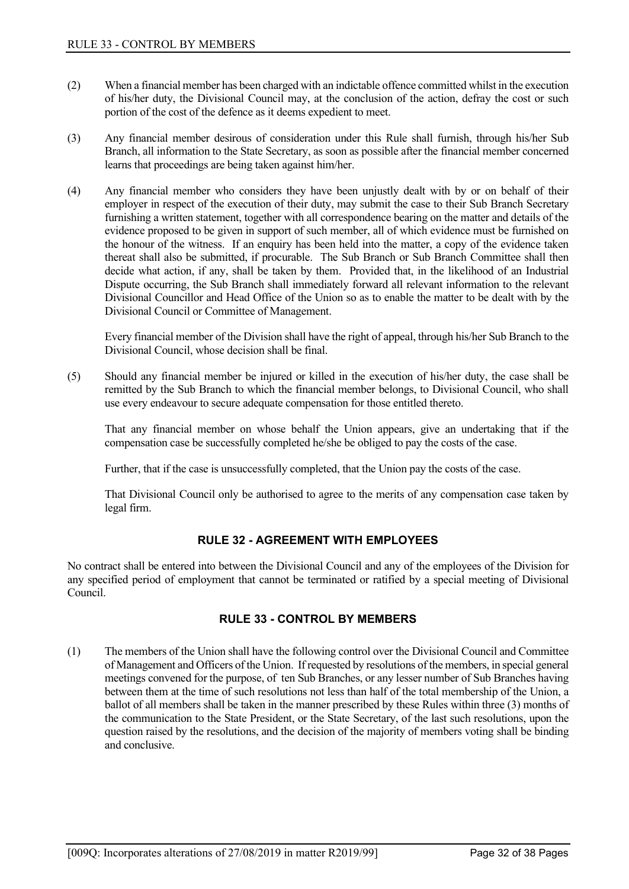(2) When a financial member has been charged with an indictable offence committed whilst in the execution of his/her duty, the Divisional Council may, at the conclusion of the action, defray the cost or such portion of the cost of the defence as it deems expedient to meet.

(3) Any financial member desirous of consideration under this Rule shall furnish, through his/her Sub Branch, all information to the State Secretary, as soon as possible after the financial member concerned learns that proceedings are being taken against him/her.

(4) Any financial member who considers they have been unjustly dealt with by or on behalf of their employer in respect of the execution of their duty, may submit the case to their Sub Branch Secretary furnishing a written statement, together with all correspondence bearing on the matter and details of the evidence proposed to be given in support of such member, all of which evidence must be furnished on the honour of the witness. If an enquiry has been held into the matter, a copy of the evidence taken thereat shall also be submitted, if procurable. The Sub Branch or Sub Branch Committee shall then decide what action, if any, shall be taken by them. Provided that, in the likelihood of an Industrial Dispute occurring, the Sub Branch shall immediately forward all relevant information to the relevant Divisional Councillor and Head Office of the Union so as to enable the matter to be dealt with by the Divisional Council or Committee of Management.

Every financial member of the Division shall have the right of appeal, through his/her Sub Branch to the Divisional Council, whose decision shall be final.

(5) Should any financial member be injured or killed in the execution of his/her duty, the case shall be remitted by the Sub Branch to which the financial member belongs, to Divisional Council, who shall use every endeavour to secure adequate compensation for those entitled thereto.

That any financial member on whose behalf the Union appears, give an undertaking that if the compensation case be successfully completed he/she be obliged to pay the costs of the case.

Further, that if the case is unsuccessfully completed, that the Union pay the costs of the case.

That Divisional Council only be authorised to agree to the merits of any compensation case taken by legal firm.

## RULE 32 - AGREEMENT WITH EMPLOYEES

No contract shall be entered into between the Divisional Council and any of the employees of the Division for any specified period of employment that cannot be terminated or ratified by a special meeting of Divisional Council.

## RULE 33 - CONTROL BY MEMBERS

(1) The members of the Union shall have the following control over the Divisional Council and Committee of Management and Officers of the Union. If requested by resolutions of the members, in special general meetings convened for the purpose, of ten Sub Branches, or any lesser number of Sub Branches having between them at the time of such resolutions not less than half of the total membership of the Union, a ballot of all members shall be taken in the manner prescribed by these Rules within three (3) months of the communication to the State President, or the State Secretary, of the last such resolutions, upon the question raised by the resolutions, and the decision of the majority of members voting shall be binding and conclusive.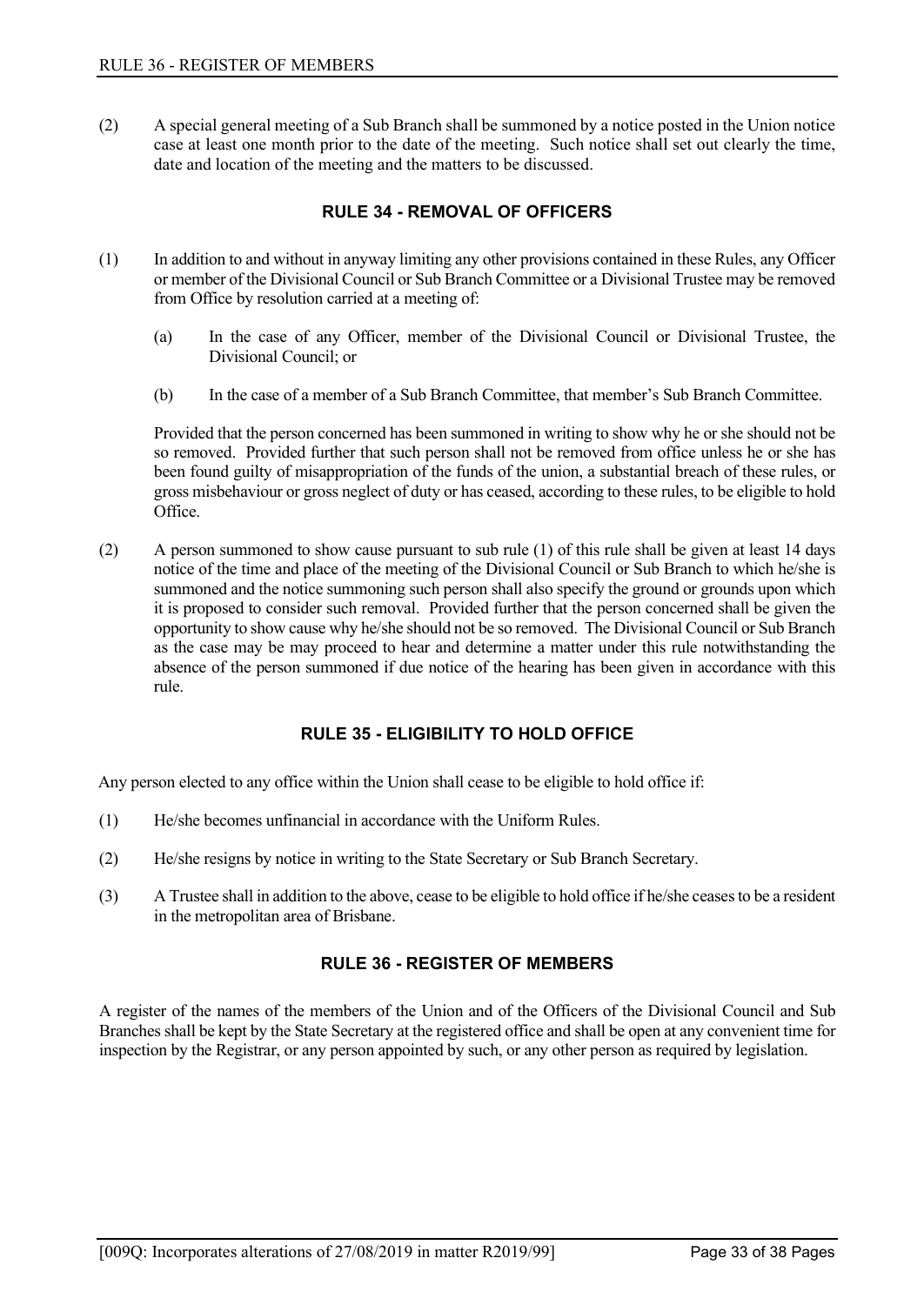(2) A special general meeting of a Sub Branch shall be summoned by a notice posted in the Union notice case at least one month prior to the date of the meeting. Such notice shall set out clearly the time, date and location of the meeting and the matters to be discussed.

## RULE 34 - REMOVAL OF OFFICERS

(1) In addition to and without in anyway limiting any other provisions contained in these Rules, any Officer or member of the Divisional Council or Sub Branch Committee or a Divisional Trustee may be removed from Office by resolution carried at a meeting of:

  (a) In the case of any Officer, member of the Divisional Council or Divisional Trustee, the Divisional Council; or

  (b) In the case of a member of a Sub Branch Committee, that member's Sub Branch Committee.

Provided that the person concerned has been summoned in writing to show why he or she should not be so removed. Provided further that such person shall not be removed from office unless he or she has been found guilty of misappropriation of the funds of the union, a substantial breach of these rules, or gross misbehaviour or gross neglect of duty or has ceased, according to these rules, to be eligible to hold Office.

(2) A person summoned to show cause pursuant to sub rule (1) of this rule shall be given at least 14 days notice of the time and place of the meeting of the Divisional Council or Sub Branch to which he/she is summoned and the notice summoning such person shall also specify the ground or grounds upon which it is proposed to consider such removal. Provided further that the person concerned shall be given the opportunity to show cause why he/she should not be so removed. The Divisional Council or Sub Branch as the case may be may proceed to hear and determine a matter under this rule notwithstanding the absence of the person summoned if due notice of the hearing has been given in accordance with this rule.

## RULE 35 - ELIGIBILITY TO HOLD OFFICE

Any person elected to any office within the Union shall cease to be eligible to hold office if:

(1) He/she becomes unfinancial in accordance with the Uniform Rules.

(2) He/she resigns by notice in writing to the State Secretary or Sub Branch Secretary.

(3) A Trustee shall in addition to the above, cease to be eligible to hold office if he/she ceases to be a resident in the metropolitan area of Brisbane.

## RULE 36 - REGISTER OF MEMBERS

A register of the names of the members of the Union and of the Officers of the Divisional Council and Sub Branches shall be kept by the State Secretary at the registered office and shall be open at any convenient time for inspection by the Registrar, or any person appointed by such, or any other person as required by legislation.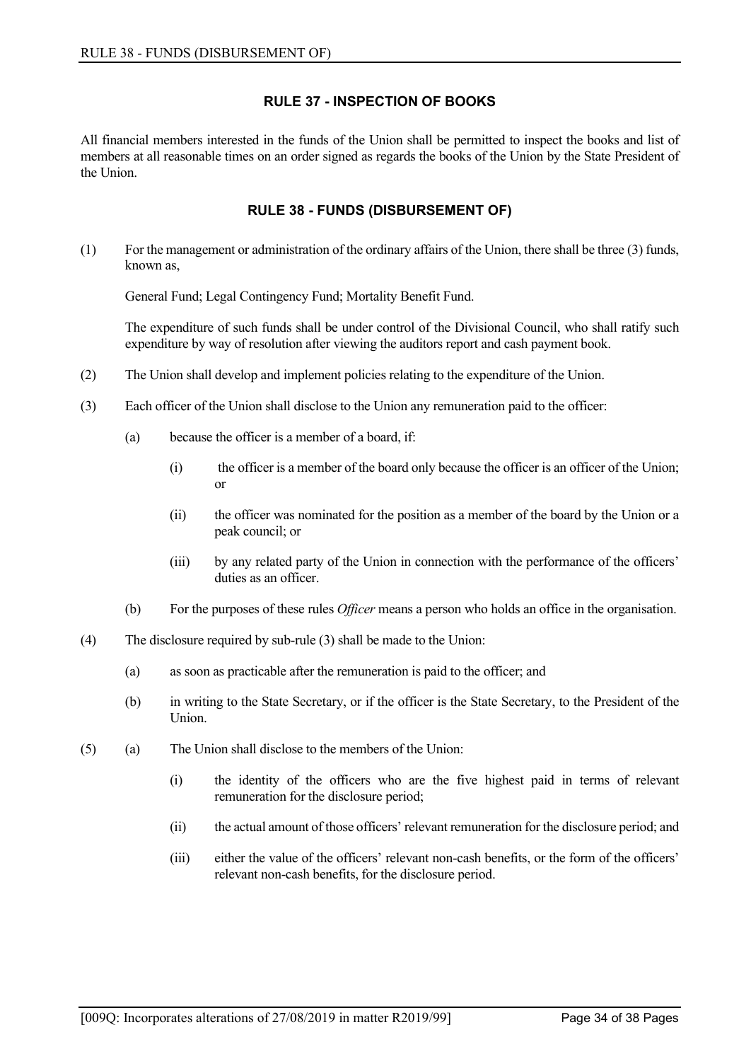## RULE 37 - INSPECTION OF BOOKS

All financial members interested in the funds of the Union shall be permitted to inspect the books and list of members at all reasonable times on an order signed as regards the books of the Union by the State President of the Union.

## RULE 38 - FUNDS (DISBURSEMENT OF)

(1) For the management or administration of the ordinary affairs of the Union, there shall be three (3) funds, known as,

General Fund; Legal Contingency Fund; Mortality Benefit Fund.

The expenditure of such funds shall be under control of the Divisional Council, who shall ratify such expenditure by way of resolution after viewing the auditors report and cash payment book.

(2) The Union shall develop and implement policies relating to the expenditure of the Union.

(3) Each officer of the Union shall disclose to the Union any remuneration paid to the officer:

- (a) because the officer is a member of a board, if:
  - (i) the officer is a member of the board only because the officer is an officer of the Union; or
  - (ii) the officer was nominated for the position as a member of the board by the Union or a peak council; or
  - (iii) by any related party of the Union in connection with the performance of the officers' duties as an officer.
- (b) For the purposes of these rules *Officer* means a person who holds an office in the organisation.

(4) The disclosure required by sub-rule (3) shall be made to the Union:

- (a) as soon as practicable after the remuneration is paid to the officer; and
- (b) in writing to the State Secretary, or if the officer is the State Secretary, to the President of the Union.

(5) (a) The Union shall disclose to the members of the Union:

- (i) the identity of the officers who are the five highest paid in terms of relevant remuneration for the disclosure period;
- (ii) the actual amount of those officers' relevant remuneration for the disclosure period; and
- (iii) either the value of the officers' relevant non-cash benefits, or the form of the officers' relevant non-cash benefits, for the disclosure period.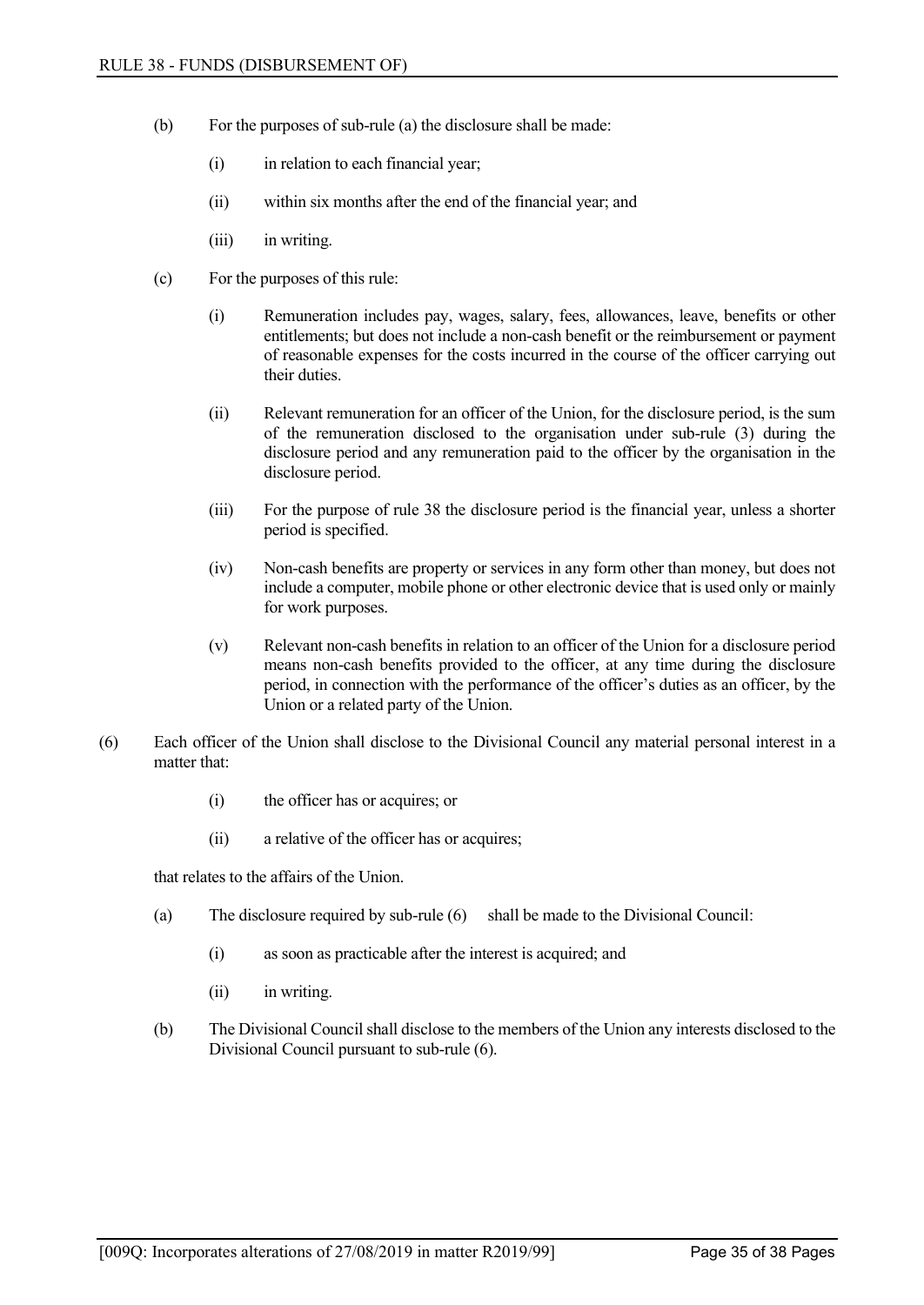(b) For the purposes of sub-rule (a) the disclosure shall be made:

(i) in relation to each financial year;

(ii) within six months after the end of the financial year; and

(iii) in writing.

(c) For the purposes of this rule:

(i) Remuneration includes pay, wages, salary, fees, allowances, leave, benefits or other entitlements; but does not include a non-cash benefit or the reimbursement or payment of reasonable expenses for the costs incurred in the course of the officer carrying out their duties.

(ii) Relevant remuneration for an officer of the Union, for the disclosure period, is the sum of the remuneration disclosed to the organisation under sub-rule (3) during the disclosure period and any remuneration paid to the officer by the organisation in the disclosure period.

(iii) For the purpose of rule 38 the disclosure period is the financial year, unless a shorter period is specified.

(iv) Non-cash benefits are property or services in any form other than money, but does not include a computer, mobile phone or other electronic device that is used only or mainly for work purposes.

(v) Relevant non-cash benefits in relation to an officer of the Union for a disclosure period means non-cash benefits provided to the officer, at any time during the disclosure period, in connection with the performance of the officer's duties as an officer, by the Union or a related party of the Union.

(6) Each officer of the Union shall disclose to the Divisional Council any material personal interest in a matter that:

(i) the officer has or acquires; or

(ii) a relative of the officer has or acquires;

that relates to the affairs of the Union.

(a) The disclosure required by sub-rule (6) shall be made to the Divisional Council:

(i) as soon as practicable after the interest is acquired; and

(ii) in writing.

(b) The Divisional Council shall disclose to the members of the Union any interests disclosed to the Divisional Council pursuant to sub-rule (6).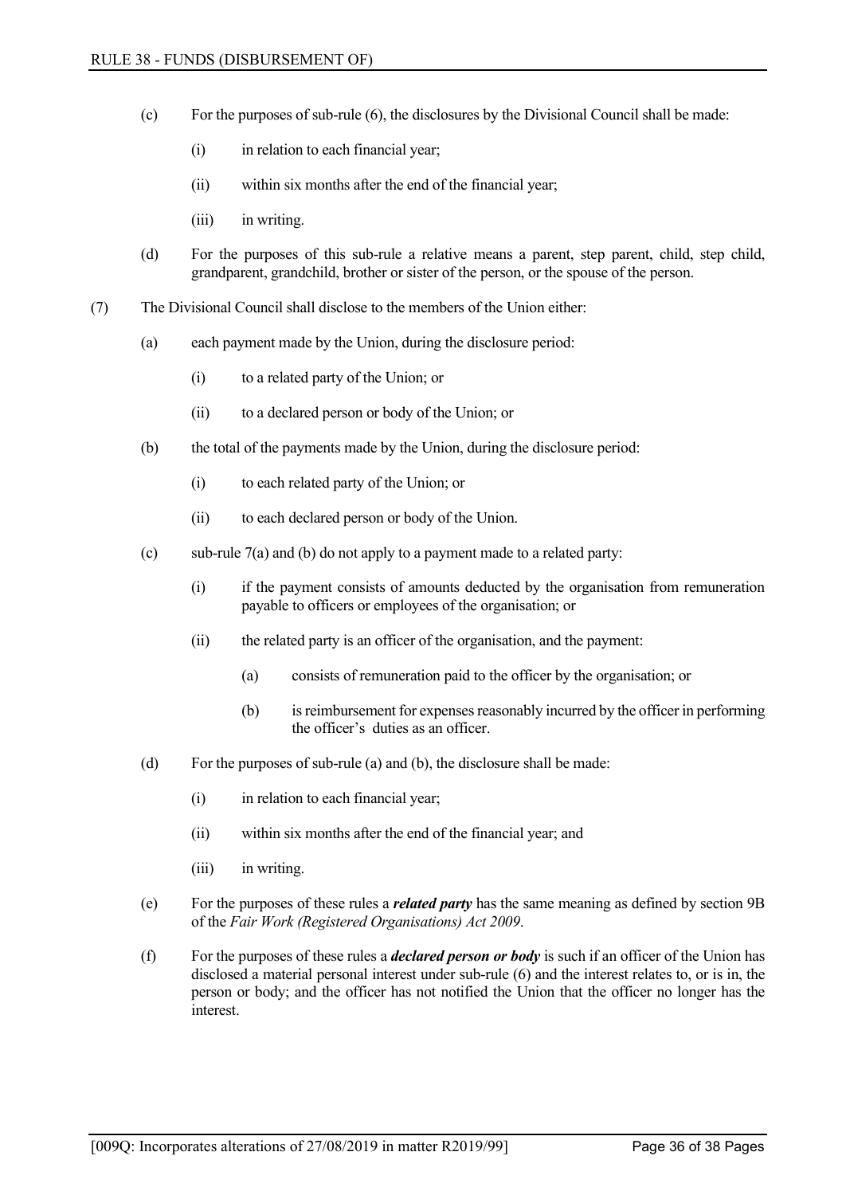(c) For the purposes of sub-rule (6), the disclosures by the Divisional Council shall be made:

   (i) in relation to each financial year;

   (ii) within six months after the end of the financial year;

   (iii) in writing.

(d) For the purposes of this sub-rule a relative means a parent, step parent, child, step child, grandparent, grandchild, brother or sister of the person, or the spouse of the person.

(7) The Divisional Council shall disclose to the members of the Union either:

   (a) each payment made by the Union, during the disclosure period:

      (i) to a related party of the Union; or

      (ii) to a declared person or body of the Union; or

   (b) the total of the payments made by the Union, during the disclosure period:

      (i) to each related party of the Union; or

      (ii) to each declared person or body of the Union.

   (c) sub-rule 7(a) and (b) do not apply to a payment made to a related party:

      (i) if the payment consists of amounts deducted by the organisation from remuneration payable to officers or employees of the organisation; or

      (ii) the related party is an officer of the organisation, and the payment:

         (a) consists of remuneration paid to the officer by the organisation; or

         (b) is reimbursement for expenses reasonably incurred by the officer in performing the officer's duties as an officer.

   (d) For the purposes of sub-rule (a) and (b), the disclosure shall be made:

      (i) in relation to each financial year;

      (ii) within six months after the end of the financial year; and

      (iii) in writing.

   (e) For the purposes of these rules a ***related party*** has the same meaning as defined by section 9B of the *Fair Work (Registered Organisations) Act 2009*.

   (f) For the purposes of these rules a ***declared person or body*** is such if an officer of the Union has disclosed a material personal interest under sub-rule (6) and the interest relates to, or is in, the person or body; and the officer has not notified the Union that the officer no longer has the interest.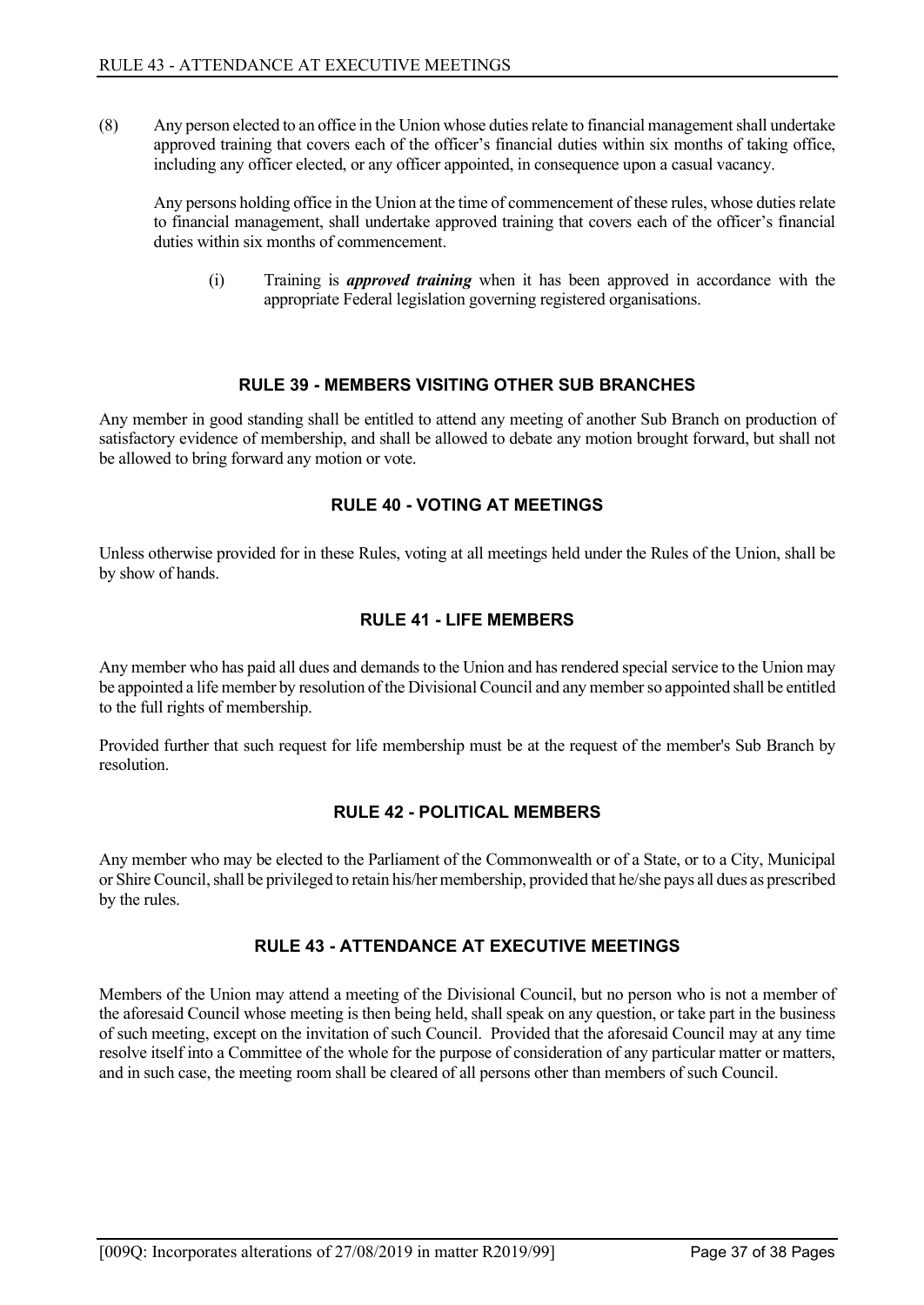(8) Any person elected to an office in the Union whose duties relate to financial management shall undertake approved training that covers each of the officer's financial duties within six months of taking office, including any officer elected, or any officer appointed, in consequence upon a casual vacancy.

Any persons holding office in the Union at the time of commencement of these rules, whose duties relate to financial management, shall undertake approved training that covers each of the officer's financial duties within six months of commencement.

(i) Training is ***approved training*** when it has been approved in accordance with the appropriate Federal legislation governing registered organisations.

## RULE 39 - MEMBERS VISITING OTHER SUB BRANCHES

Any member in good standing shall be entitled to attend any meeting of another Sub Branch on production of satisfactory evidence of membership, and shall be allowed to debate any motion brought forward, but shall not be allowed to bring forward any motion or vote.

## RULE 40 - VOTING AT MEETINGS

Unless otherwise provided for in these Rules, voting at all meetings held under the Rules of the Union, shall be by show of hands.

## RULE 41 - LIFE MEMBERS

Any member who has paid all dues and demands to the Union and has rendered special service to the Union may be appointed a life member by resolution of the Divisional Council and any member so appointed shall be entitled to the full rights of membership.

Provided further that such request for life membership must be at the request of the member's Sub Branch by resolution.

## RULE 42 - POLITICAL MEMBERS

Any member who may be elected to the Parliament of the Commonwealth or of a State, or to a City, Municipal or Shire Council, shall be privileged to retain his/her membership, provided that he/she pays all dues as prescribed by the rules.

## RULE 43 - ATTENDANCE AT EXECUTIVE MEETINGS

Members of the Union may attend a meeting of the Divisional Council, but no person who is not a member of the aforesaid Council whose meeting is then being held, shall speak on any question, or take part in the business of such meeting, except on the invitation of such Council. Provided that the aforesaid Council may at any time resolve itself into a Committee of the whole for the purpose of consideration of any particular matter or matters, and in such case, the meeting room shall be cleared of all persons other than members of such Council.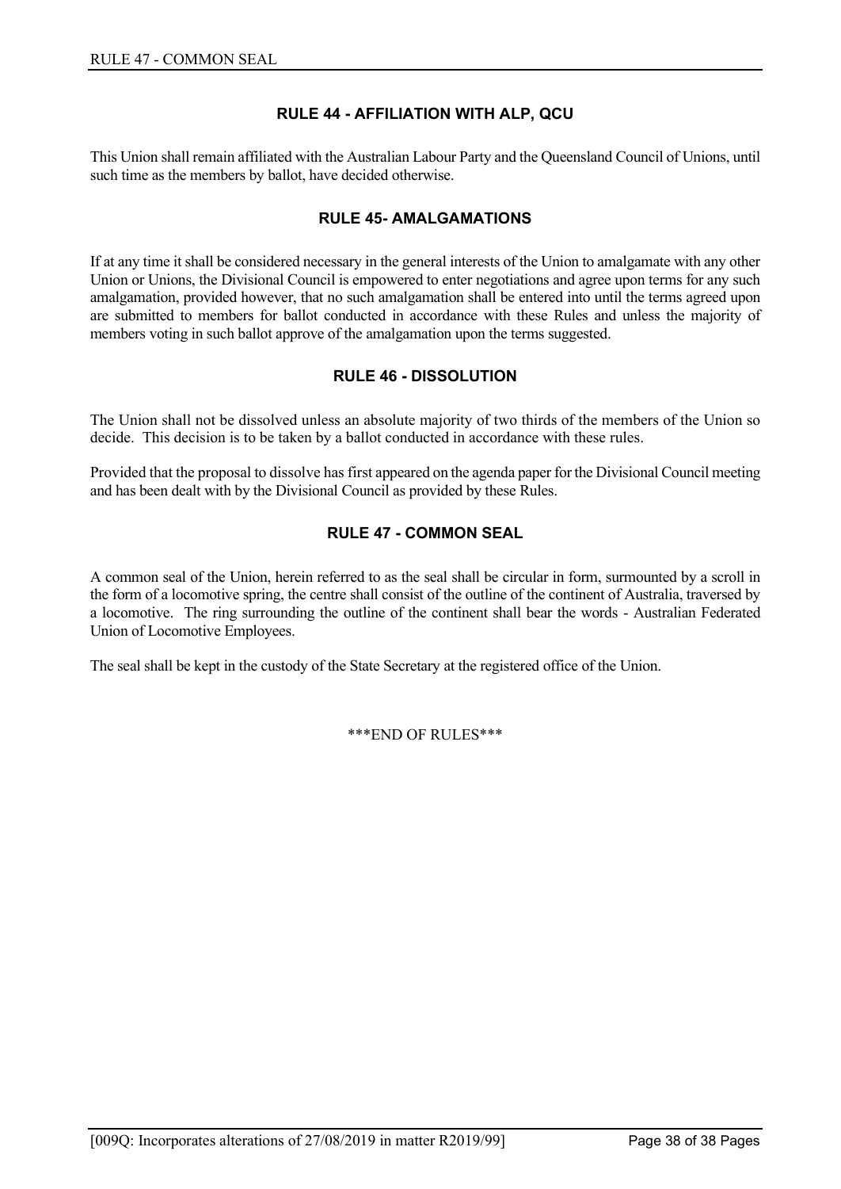## RULE 44 - AFFILIATION WITH ALP, QCU

This Union shall remain affiliated with the Australian Labour Party and the Queensland Council of Unions, until such time as the members by ballot, have decided otherwise.

## RULE 45- AMALGAMATIONS

If at any time it shall be considered necessary in the general interests of the Union to amalgamate with any other Union or Unions, the Divisional Council is empowered to enter negotiations and agree upon terms for any such amalgamation, provided however, that no such amalgamation shall be entered into until the terms agreed upon are submitted to members for ballot conducted in accordance with these Rules and unless the majority of members voting in such ballot approve of the amalgamation upon the terms suggested.

## RULE 46 - DISSOLUTION

The Union shall not be dissolved unless an absolute majority of two thirds of the members of the Union so decide. This decision is to be taken by a ballot conducted in accordance with these rules.

Provided that the proposal to dissolve has first appeared on the agenda paper for the Divisional Council meeting and has been dealt with by the Divisional Council as provided by these Rules.

## RULE 47 - COMMON SEAL

A common seal of the Union, herein referred to as the seal shall be circular in form, surmounted by a scroll in the form of a locomotive spring, the centre shall consist of the outline of the continent of Australia, traversed by a locomotive. The ring surrounding the outline of the continent shall bear the words - Australian Federated Union of Locomotive Employees.

The seal shall be kept in the custody of the State Secretary at the registered office of the Union.

***END OF RULES***